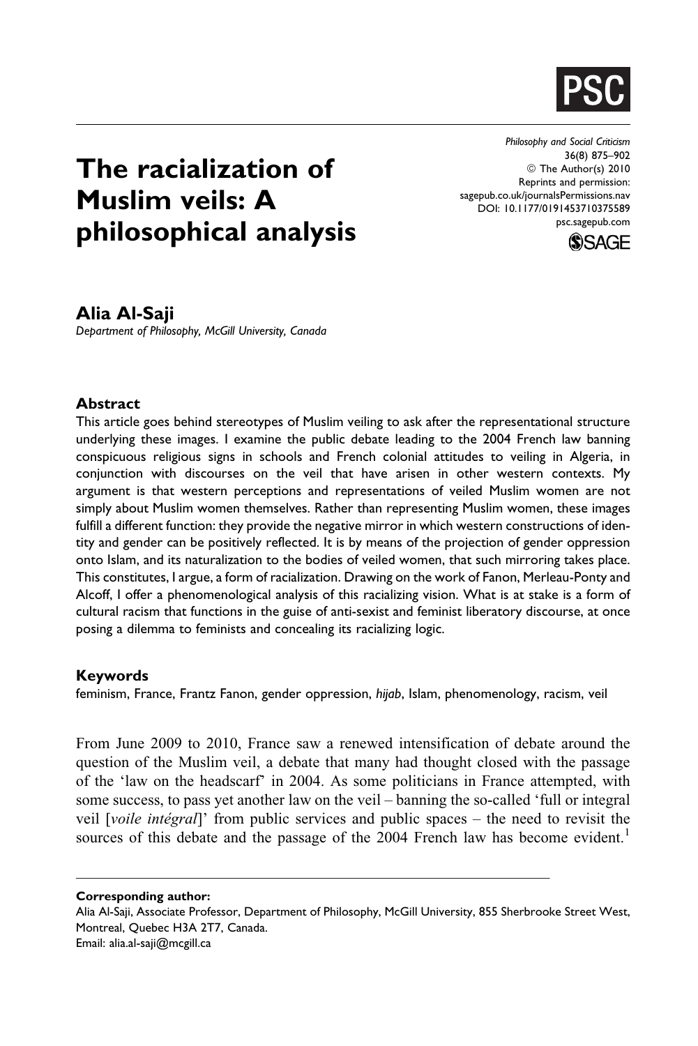# The racialization of Muslim veils: A philosophical analysis

Philosophy and Social Criticism
36(8) 875–902
© The Author(s) 2010
Reprints and permission:
sagepub.co.uk/journalsPermissions.nav
DOI: 10.1177/0191453710375589
psc.sagepub.com

**Alia Al-Saji**

*Department of Philosophy, McGill University, Canada*

## Abstract

This article goes behind stereotypes of Muslim veiling to ask after the representational structure underlying these images. I examine the public debate leading to the 2004 French law banning conspicuous religious signs in schools and French colonial attitudes to veiling in Algeria, in conjunction with discourses on the veil that have arisen in other western contexts. My argument is that western perceptions and representations of veiled Muslim women are not simply about Muslim women themselves. Rather than representing Muslim women, these images fulfill a different function: they provide the negative mirror in which western constructions of identity and gender can be positively reflected. It is by means of the projection of gender oppression onto Islam, and its naturalization to the bodies of veiled women, that such mirroring takes place. This constitutes, I argue, a form of racialization. Drawing on the work of Fanon, Merleau-Ponty and Alcoff, I offer a phenomenological analysis of this racializing vision. What is at stake is a form of cultural racism that functions in the guise of anti-sexist and feminist liberatory discourse, at once posing a dilemma to feminists and concealing its racializing logic.

## Keywords

feminism, France, Frantz Fanon, gender oppression, *hijab*, Islam, phenomenology, racism, veil

From June 2009 to 2010, France saw a renewed intensification of debate around the question of the Muslim veil, a debate that many had thought closed with the passage of the 'law on the headscarf' in 2004. As some politicians in France attempted, with some success, to pass yet another law on the veil – banning the so-called 'full or integral veil [*voile intégral*]' from public services and public spaces – the need to revisit the sources of this debate and the passage of the 2004 French law has become evident.[1]

---

**Corresponding author:**
Alia Al-Saji, Associate Professor, Department of Philosophy, McGill University, 855 Sherbrooke Street West, Montreal, Quebec H3A 2T7, Canada.
Email: alia.al-saji@mcgill.ca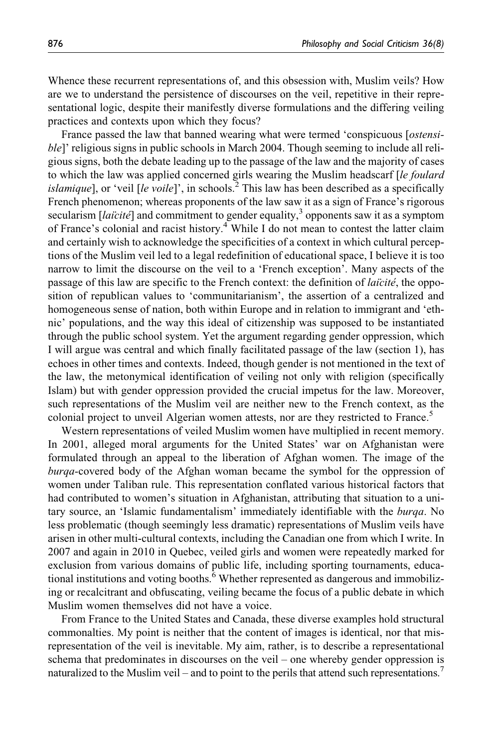Whence these recurrent representations of, and this obsession with, Muslim veils? How are we to understand the persistence of discourses on the veil, repetitive in their representational logic, despite their manifestly diverse formulations and the differing veiling practices and contexts upon which they focus?

France passed the law that banned wearing what were termed 'conspicuous [*ostensible*]' religious signs in public schools in March 2004. Though seeming to include all religious signs, both the debate leading up to the passage of the law and the majority of cases to which the law was applied concerned girls wearing the Muslim headscarf [*le foulard islamique*], or 'veil [*le voile*]', in schools.[2] This law has been described as a specifically French phenomenon; whereas proponents of the law saw it as a sign of France's rigorous secularism [*laïcité*] and commitment to gender equality,[3] opponents saw it as a symptom of France's colonial and racist history.[4] While I do not mean to contest the latter claim and certainly wish to acknowledge the specificities of a context in which cultural perceptions of the Muslim veil led to a legal redefinition of educational space, I believe it is too narrow to limit the discourse on the veil to a 'French exception'. Many aspects of the passage of this law are specific to the French context: the definition of *laïcité*, the opposition of republican values to 'communitarianism', the assertion of a centralized and homogeneous sense of nation, both within Europe and in relation to immigrant and 'ethnic' populations, and the way this ideal of citizenship was supposed to be instantiated through the public school system. Yet the argument regarding gender oppression, which I will argue was central and which finally facilitated passage of the law (section 1), has echoes in other times and contexts. Indeed, though gender is not mentioned in the text of the law, the metonymical identification of veiling not only with religion (specifically Islam) but with gender oppression provided the crucial impetus for the law. Moreover, such representations of the Muslim veil are neither new to the French context, as the colonial project to unveil Algerian women attests, nor are they restricted to France.[5]

Western representations of veiled Muslim women have multiplied in recent memory. In 2001, alleged moral arguments for the United States' war on Afghanistan were formulated through an appeal to the liberation of Afghan women. The image of the *burqa*-covered body of the Afghan woman became the symbol for the oppression of women under Taliban rule. This representation conflated various historical factors that had contributed to women's situation in Afghanistan, attributing that situation to a unitary source, an 'Islamic fundamentalism' immediately identifiable with the *burqa*. No less problematic (though seemingly less dramatic) representations of Muslim veils have arisen in other multi-cultural contexts, including the Canadian one from which I write. In 2007 and again in 2010 in Quebec, veiled girls and women were repeatedly marked for exclusion from various domains of public life, including sporting tournaments, educational institutions and voting booths.[6] Whether represented as dangerous and immobilizing or recalcitrant and obfuscating, veiling became the focus of a public debate in which Muslim women themselves did not have a voice.

From France to the United States and Canada, these diverse examples hold structural commonalties. My point is neither that the content of images is identical, nor that misrepresentation of the veil is inevitable. My aim, rather, is to describe a representational schema that predominates in discourses on the veil – one whereby gender oppression is naturalized to the Muslim veil – and to point to the perils that attend such representations.[7]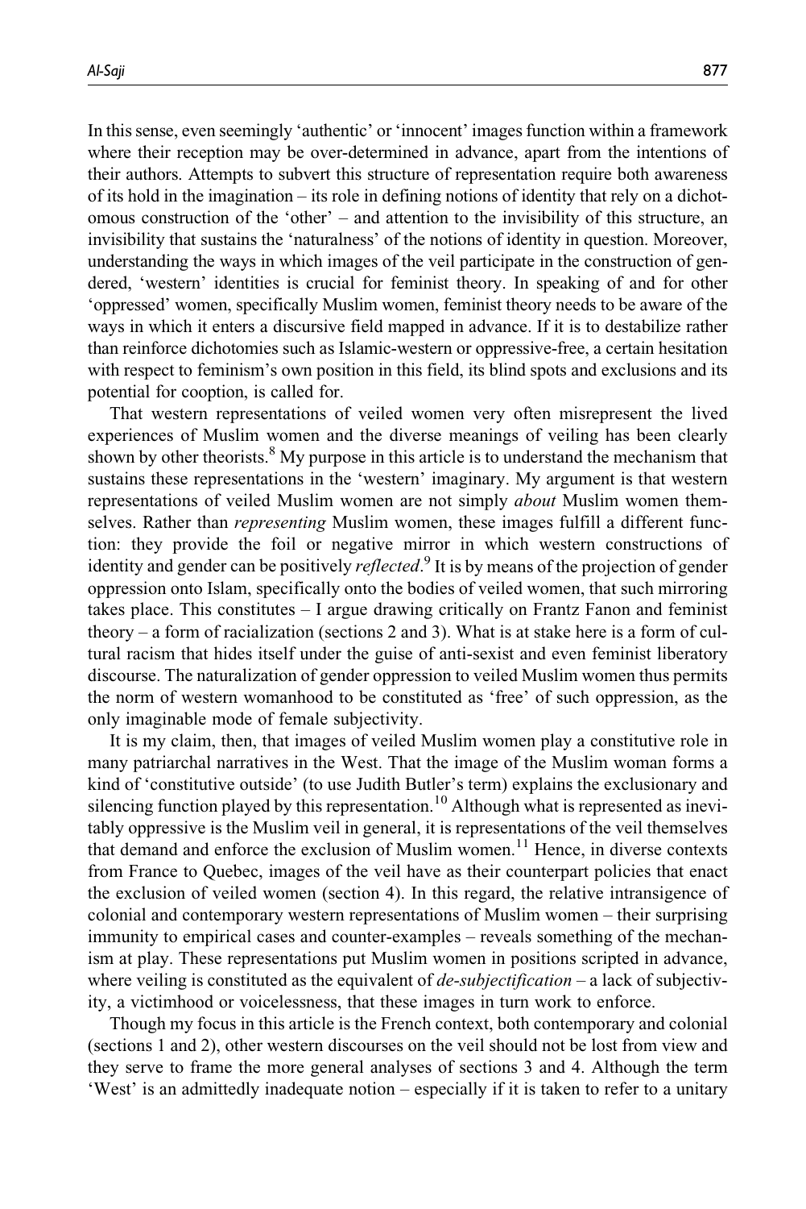In this sense, even seemingly 'authentic' or 'innocent' images function within a framework where their reception may be over-determined in advance, apart from the intentions of their authors. Attempts to subvert this structure of representation require both awareness of its hold in the imagination – its role in defining notions of identity that rely on a dichotomous construction of the 'other' – and attention to the invisibility of this structure, an invisibility that sustains the 'naturalness' of the notions of identity in question. Moreover, understanding the ways in which images of the veil participate in the construction of gendered, 'western' identities is crucial for feminist theory. In speaking of and for other 'oppressed' women, specifically Muslim women, feminist theory needs to be aware of the ways in which it enters a discursive field mapped in advance. If it is to destabilize rather than reinforce dichotomies such as Islamic-western or oppressive-free, a certain hesitation with respect to feminism's own position in this field, its blind spots and exclusions and its potential for cooption, is called for.

That western representations of veiled women very often misrepresent the lived experiences of Muslim women and the diverse meanings of veiling has been clearly shown by other theorists.[8] My purpose in this article is to understand the mechanism that sustains these representations in the 'western' imaginary. My argument is that western representations of veiled Muslim women are not simply *about* Muslim women themselves. Rather than *representing* Muslim women, these images fulfill a different function: they provide the foil or negative mirror in which western constructions of identity and gender can be positively *reflected*.[9] It is by means of the projection of gender oppression onto Islam, specifically onto the bodies of veiled women, that such mirroring takes place. This constitutes – I argue drawing critically on Frantz Fanon and feminist theory – a form of racialization (sections 2 and 3). What is at stake here is a form of cultural racism that hides itself under the guise of anti-sexist and even feminist liberatory discourse. The naturalization of gender oppression to veiled Muslim women thus permits the norm of western womanhood to be constituted as 'free' of such oppression, as the only imaginable mode of female subjectivity.

It is my claim, then, that images of veiled Muslim women play a constitutive role in many patriarchal narratives in the West. That the image of the Muslim woman forms a kind of 'constitutive outside' (to use Judith Butler's term) explains the exclusionary and silencing function played by this representation.[10] Although what is represented as inevitably oppressive is the Muslim veil in general, it is representations of the veil themselves that demand and enforce the exclusion of Muslim women.[11] Hence, in diverse contexts from France to Quebec, images of the veil have as their counterpart policies that enact the exclusion of veiled women (section 4). In this regard, the relative intransigence of colonial and contemporary western representations of Muslim women – their surprising immunity to empirical cases and counter-examples – reveals something of the mechanism at play. These representations put Muslim women in positions scripted in advance, where veiling is constituted as the equivalent of *de-subjectification* – a lack of subjectivity, a victimhood or voicelessness, that these images in turn work to enforce.

Though my focus in this article is the French context, both contemporary and colonial (sections 1 and 2), other western discourses on the veil should not be lost from view and they serve to frame the more general analyses of sections 3 and 4. Although the term 'West' is an admittedly inadequate notion – especially if it is taken to refer to a unitary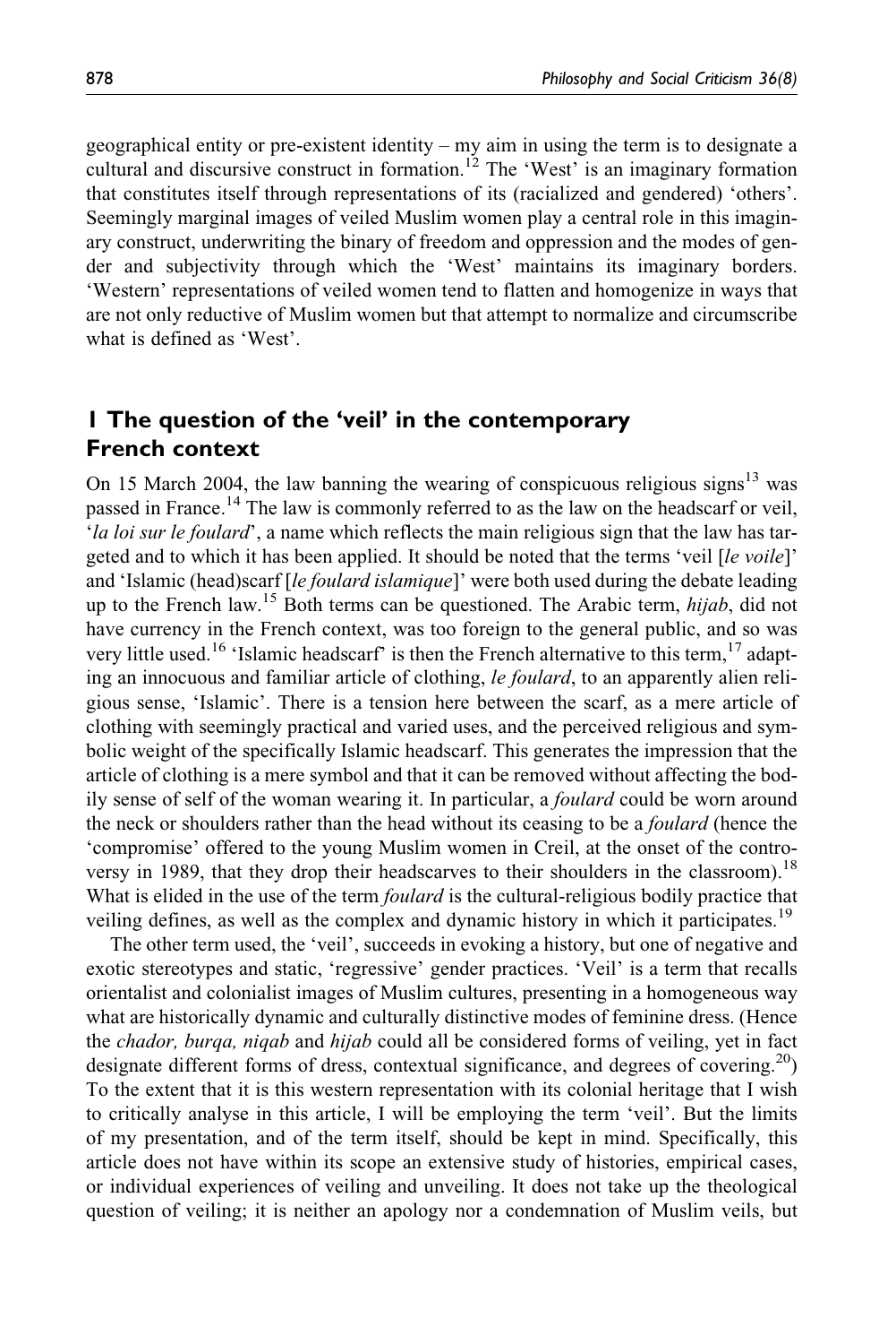geographical entity or pre-existent identity – my aim in using the term is to designate a cultural and discursive construct in formation.[12] The 'West' is an imaginary formation that constitutes itself through representations of its (racialized and gendered) 'others'. Seemingly marginal images of veiled Muslim women play a central role in this imaginary construct, underwriting the binary of freedom and oppression and the modes of gender and subjectivity through which the 'West' maintains its imaginary borders. 'Western' representations of veiled women tend to flatten and homogenize in ways that are not only reductive of Muslim women but that attempt to normalize and circumscribe what is defined as 'West'.

## 1 The question of the 'veil' in the contemporary French context

On 15 March 2004, the law banning the wearing of conspicuous religious signs[13] was passed in France.[14] The law is commonly referred to as the law on the headscarf or veil, '*la loi sur le foulard*', a name which reflects the main religious sign that the law has targeted and to which it has been applied. It should be noted that the terms 'veil [*le voile*]' and 'Islamic (head)scarf [*le foulard islamique*]' were both used during the debate leading up to the French law.[15] Both terms can be questioned. The Arabic term, *hijab*, did not have currency in the French context, was too foreign to the general public, and so was very little used.[16] 'Islamic headscarf' is then the French alternative to this term,[17] adapting an innocuous and familiar article of clothing, *le foulard*, to an apparently alien religious sense, 'Islamic'. There is a tension here between the scarf, as a mere article of clothing with seemingly practical and varied uses, and the perceived religious and symbolic weight of the specifically Islamic headscarf. This generates the impression that the article of clothing is a mere symbol and that it can be removed without affecting the bodily sense of self of the woman wearing it. In particular, a *foulard* could be worn around the neck or shoulders rather than the head without its ceasing to be a *foulard* (hence the 'compromise' offered to the young Muslim women in Creil, at the onset of the controversy in 1989, that they drop their headscarves to their shoulders in the classroom).[18] What is elided in the use of the term *foulard* is the cultural-religious bodily practice that veiling defines, as well as the complex and dynamic history in which it participates.[19]

The other term used, the 'veil', succeeds in evoking a history, but one of negative and exotic stereotypes and static, 'regressive' gender practices. 'Veil' is a term that recalls orientalist and colonialist images of Muslim cultures, presenting in a homogeneous way what are historically dynamic and culturally distinctive modes of feminine dress. (Hence the *chador, burqa, niqab* and *hijab* could all be considered forms of veiling, yet in fact designate different forms of dress, contextual significance, and degrees of covering.[20]) To the extent that it is this western representation with its colonial heritage that I wish to critically analyse in this article, I will be employing the term 'veil'. But the limits of my presentation, and of the term itself, should be kept in mind. Specifically, this article does not have within its scope an extensive study of histories, empirical cases, or individual experiences of veiling and unveiling. It does not take up the theological question of veiling; it is neither an apology nor a condemnation of Muslim veils, but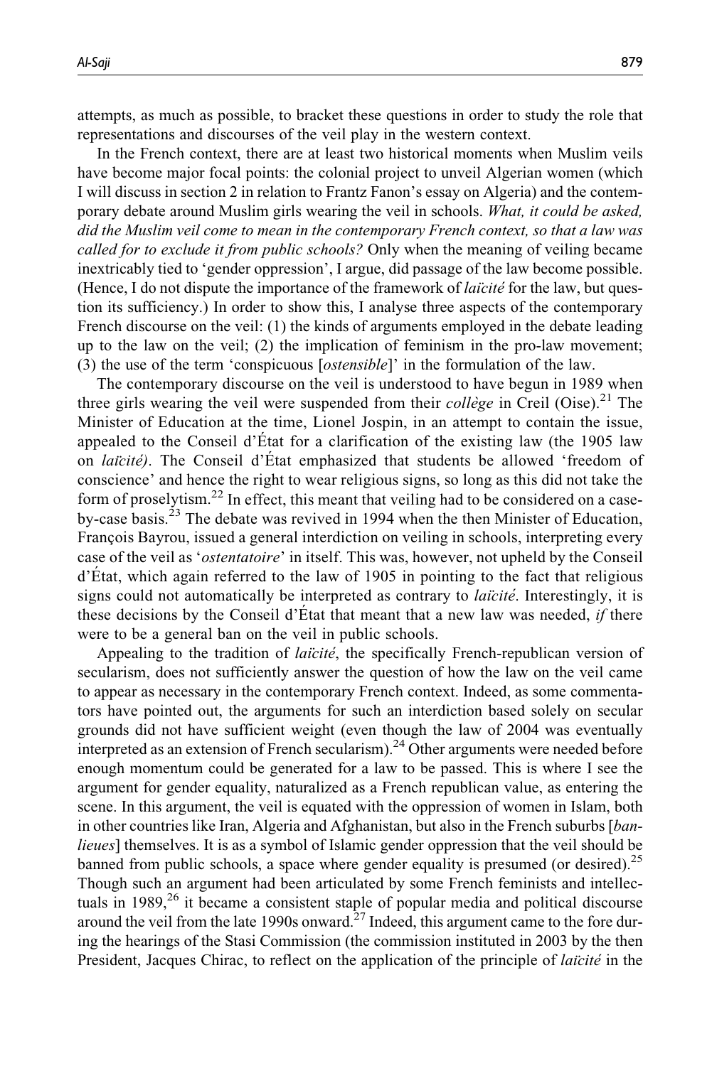attempts, as much as possible, to bracket these questions in order to study the role that representations and discourses of the veil play in the western context.

In the French context, there are at least two historical moments when Muslim veils have become major focal points: the colonial project to unveil Algerian women (which I will discuss in section 2 in relation to Frantz Fanon's essay on Algeria) and the contemporary debate around Muslim girls wearing the veil in schools. *What, it could be asked, did the Muslim veil come to mean in the contemporary French context, so that a law was called for to exclude it from public schools?* Only when the meaning of veiling became inextricably tied to 'gender oppression', I argue, did passage of the law become possible. (Hence, I do not dispute the importance of the framework of *laïcité* for the law, but question its sufficiency.) In order to show this, I analyse three aspects of the contemporary French discourse on the veil: (1) the kinds of arguments employed in the debate leading up to the law on the veil; (2) the implication of feminism in the pro-law movement; (3) the use of the term 'conspicuous [*ostensible*]' in the formulation of the law.

The contemporary discourse on the veil is understood to have begun in 1989 when three girls wearing the veil were suspended from their *collège* in Creil (Oise).[21] The Minister of Education at the time, Lionel Jospin, in an attempt to contain the issue, appealed to the Conseil d'État for a clarification of the existing law (the 1905 law on *laïcité)*. The Conseil d'État emphasized that students be allowed 'freedom of conscience' and hence the right to wear religious signs, so long as this did not take the form of proselytism.[22] In effect, this meant that veiling had to be considered on a case-by-case basis.[23] The debate was revived in 1994 when the then Minister of Education, François Bayrou, issued a general interdiction on veiling in schools, interpreting every case of the veil as '*ostentatoire*' in itself. This was, however, not upheld by the Conseil d'État, which again referred to the law of 1905 in pointing to the fact that religious signs could not automatically be interpreted as contrary to *laïcité*. Interestingly, it is these decisions by the Conseil d'État that meant that a new law was needed, *if* there were to be a general ban on the veil in public schools.

Appealing to the tradition of *laïcité*, the specifically French-republican version of secularism, does not sufficiently answer the question of how the law on the veil came to appear as necessary in the contemporary French context. Indeed, as some commentators have pointed out, the arguments for such an interdiction based solely on secular grounds did not have sufficient weight (even though the law of 2004 was eventually interpreted as an extension of French secularism).[24] Other arguments were needed before enough momentum could be generated for a law to be passed. This is where I see the argument for gender equality, naturalized as a French republican value, as entering the scene. In this argument, the veil is equated with the oppression of women in Islam, both in other countries like Iran, Algeria and Afghanistan, but also in the French suburbs [*banlieues*] themselves. It is as a symbol of Islamic gender oppression that the veil should be banned from public schools, a space where gender equality is presumed (or desired).[25] Though such an argument had been articulated by some French feminists and intellectuals in 1989,[26] it became a consistent staple of popular media and political discourse around the veil from the late 1990s onward.[27] Indeed, this argument came to the fore during the hearings of the Stasi Commission (the commission instituted in 2003 by the then President, Jacques Chirac, to reflect on the application of the principle of *laïcité* in the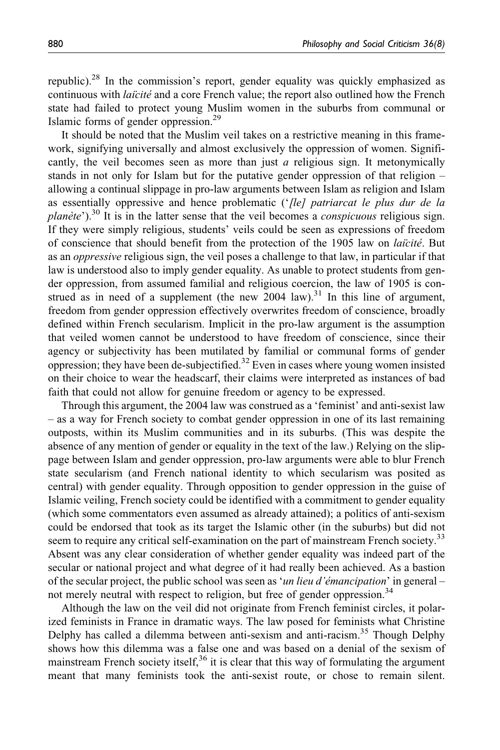republic).[28] In the commission's report, gender equality was quickly emphasized as continuous with *laïcité* and a core French value; the report also outlined how the French state had failed to protect young Muslim women in the suburbs from communal or Islamic forms of gender oppression.[29]

It should be noted that the Muslim veil takes on a restrictive meaning in this framework, signifying universally and almost exclusively the oppression of women. Significantly, the veil becomes seen as more than just *a* religious sign. It metonymically stands in not only for Islam but for the putative gender oppression of that religion – allowing a continual slippage in pro-law arguments between Islam as religion and Islam as essentially oppressive and hence problematic ('*[le] patriarcat le plus dur de la planète*').[30] It is in the latter sense that the veil becomes a *conspicuous* religious sign. If they were simply religious, students' veils could be seen as expressions of freedom of conscience that should benefit from the protection of the 1905 law on *laïcité*. But as an *oppressive* religious sign, the veil poses a challenge to that law, in particular if that law is understood also to imply gender equality. As unable to protect students from gender oppression, from assumed familial and religious coercion, the law of 1905 is construed as in need of a supplement (the new 2004 law).[31] In this line of argument, freedom from gender oppression effectively overwrites freedom of conscience, broadly defined within French secularism. Implicit in the pro-law argument is the assumption that veiled women cannot be understood to have freedom of conscience, since their agency or subjectivity has been mutilated by familial or communal forms of gender oppression; they have been de-subjectified.[32] Even in cases where young women insisted on their choice to wear the headscarf, their claims were interpreted as instances of bad faith that could not allow for genuine freedom or agency to be expressed.

Through this argument, the 2004 law was construed as a 'feminist' and anti-sexist law – as a way for French society to combat gender oppression in one of its last remaining outposts, within its Muslim communities and in its suburbs. (This was despite the absence of any mention of gender or equality in the text of the law.) Relying on the slippage between Islam and gender oppression, pro-law arguments were able to blur French state secularism (and French national identity to which secularism was posited as central) with gender equality. Through opposition to gender oppression in the guise of Islamic veiling, French society could be identified with a commitment to gender equality (which some commentators even assumed as already attained); a politics of anti-sexism could be endorsed that took as its target the Islamic other (in the suburbs) but did not seem to require any critical self-examination on the part of mainstream French society.[33] Absent was any clear consideration of whether gender equality was indeed part of the secular or national project and what degree of it had really been achieved. As a bastion of the secular project, the public school was seen as '*un lieu d'émancipation*' in general – not merely neutral with respect to religion, but free of gender oppression.[34]

Although the law on the veil did not originate from French feminist circles, it polarized feminists in France in dramatic ways. The law posed for feminists what Christine Delphy has called a dilemma between anti-sexism and anti-racism.[35] Though Delphy shows how this dilemma was a false one and was based on a denial of the sexism of mainstream French society itself,[36] it is clear that this way of formulating the argument meant that many feminists took the anti-sexist route, or chose to remain silent.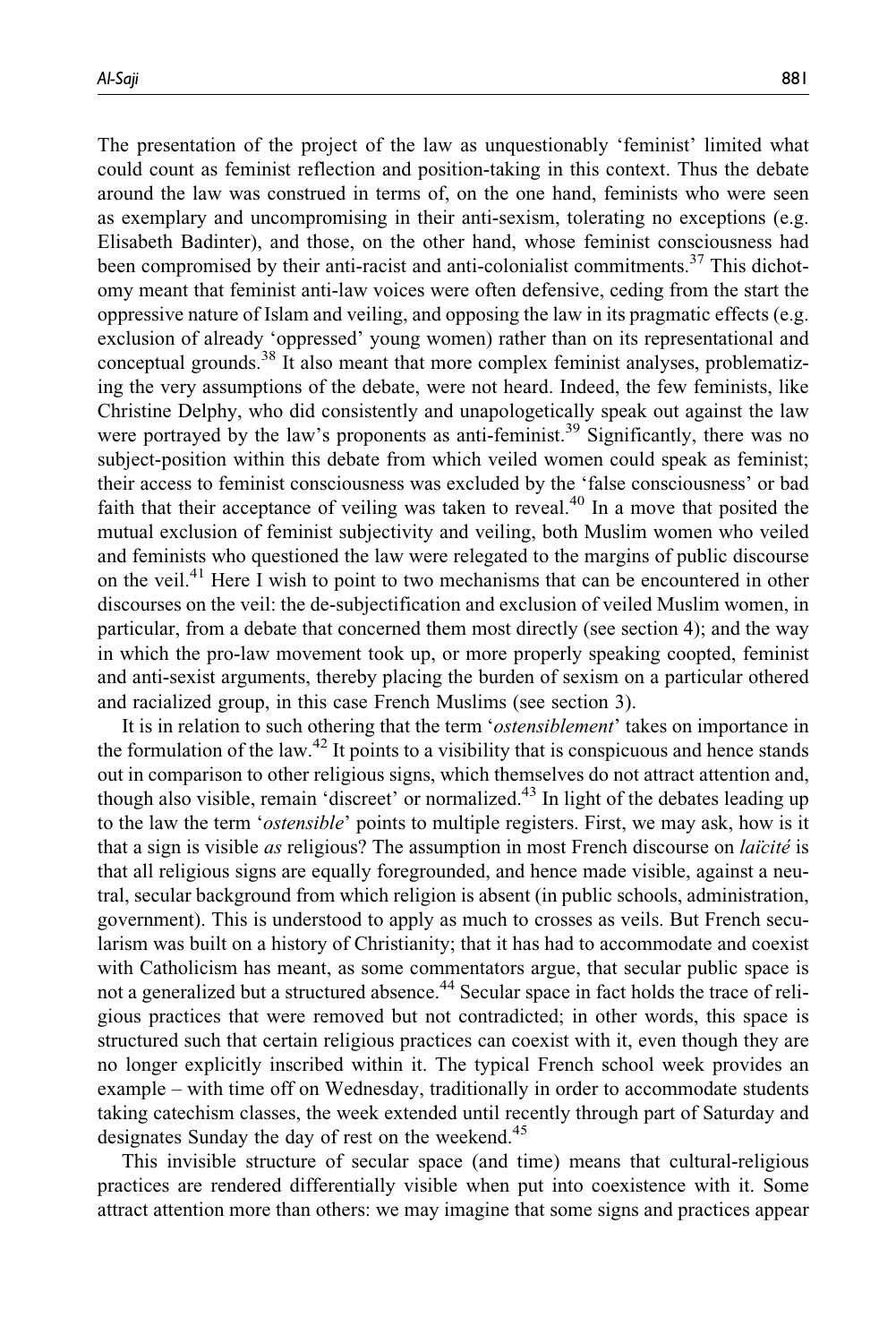The presentation of the project of the law as unquestionably 'feminist' limited what could count as feminist reflection and position-taking in this context. Thus the debate around the law was construed in terms of, on the one hand, feminists who were seen as exemplary and uncompromising in their anti-sexism, tolerating no exceptions (e.g. Elisabeth Badinter), and those, on the other hand, whose feminist consciousness had been compromised by their anti-racist and anti-colonialist commitments.[37] This dichotomy meant that feminist anti-law voices were often defensive, ceding from the start the oppressive nature of Islam and veiling, and opposing the law in its pragmatic effects (e.g. exclusion of already 'oppressed' young women) rather than on its representational and conceptual grounds.[38] It also meant that more complex feminist analyses, problematizing the very assumptions of the debate, were not heard. Indeed, the few feminists, like Christine Delphy, who did consistently and unapologetically speak out against the law were portrayed by the law's proponents as anti-feminist.[39] Significantly, there was no subject-position within this debate from which veiled women could speak as feminist; their access to feminist consciousness was excluded by the 'false consciousness' or bad faith that their acceptance of veiling was taken to reveal.[40] In a move that posited the mutual exclusion of feminist subjectivity and veiling, both Muslim women who veiled and feminists who questioned the law were relegated to the margins of public discourse on the veil.[41] Here I wish to point to two mechanisms that can be encountered in other discourses on the veil: the de-subjectification and exclusion of veiled Muslim women, in particular, from a debate that concerned them most directly (see section 4); and the way in which the pro-law movement took up, or more properly speaking coopted, feminist and anti-sexist arguments, thereby placing the burden of sexism on a particular othered and racialized group, in this case French Muslims (see section 3).

It is in relation to such othering that the term '*ostensiblement*' takes on importance in the formulation of the law.[42] It points to a visibility that is conspicuous and hence stands out in comparison to other religious signs, which themselves do not attract attention and, though also visible, remain 'discreet' or normalized.[43] In light of the debates leading up to the law the term '*ostensible*' points to multiple registers. First, we may ask, how is it that a sign is visible *as* religious? The assumption in most French discourse on *laïcité* is that all religious signs are equally foregrounded, and hence made visible, against a neutral, secular background from which religion is absent (in public schools, administration, government). This is understood to apply as much to crosses as veils. But French secularism was built on a history of Christianity; that it has had to accommodate and coexist with Catholicism has meant, as some commentators argue, that secular public space is not a generalized but a structured absence.[44] Secular space in fact holds the trace of religious practices that were removed but not contradicted; in other words, this space is structured such that certain religious practices can coexist with it, even though they are no longer explicitly inscribed within it. The typical French school week provides an example – with time off on Wednesday, traditionally in order to accommodate students taking catechism classes, the week extended until recently through part of Saturday and designates Sunday the day of rest on the weekend.[45]

This invisible structure of secular space (and time) means that cultural-religious practices are rendered differentially visible when put into coexistence with it. Some attract attention more than others: we may imagine that some signs and practices appear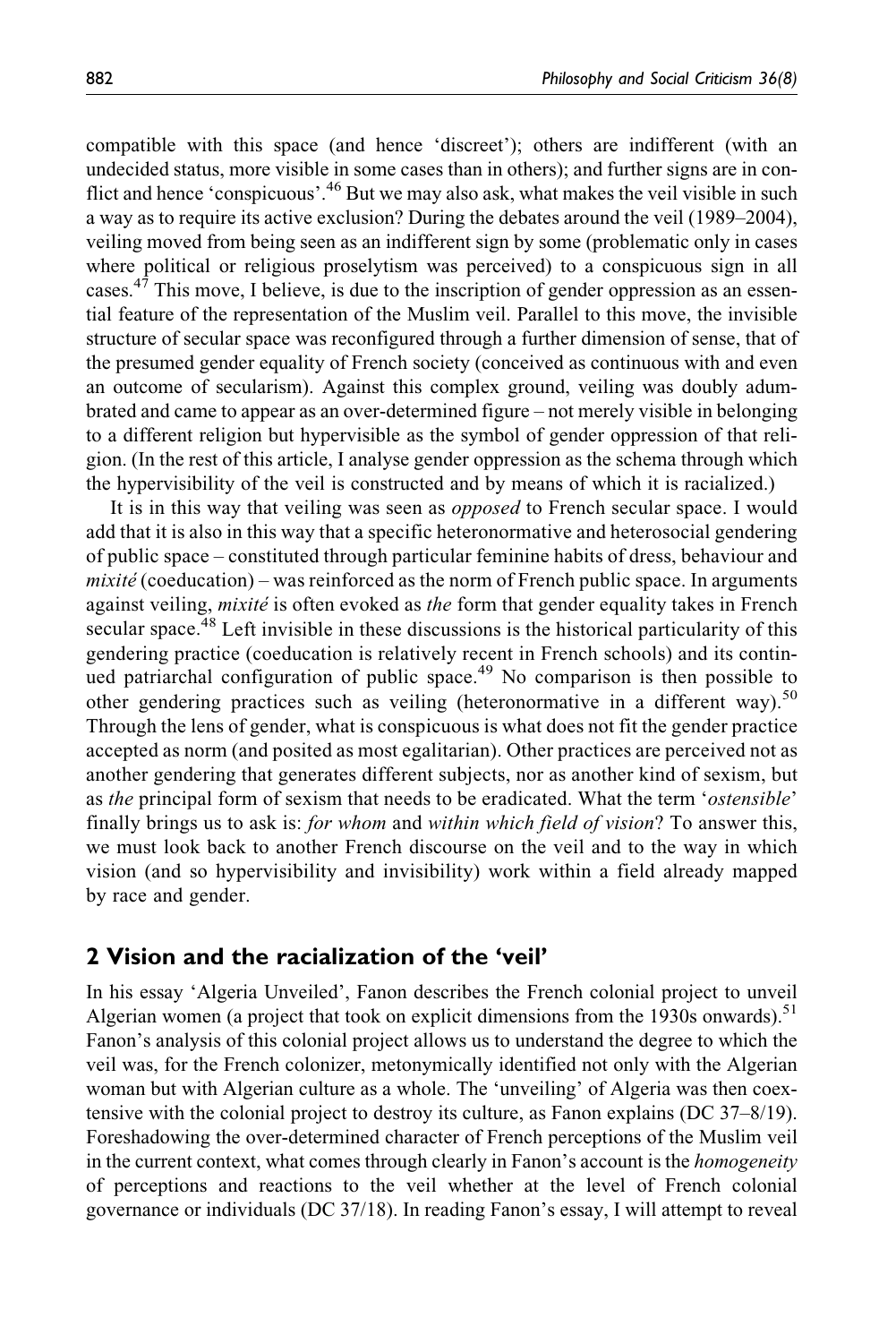compatible with this space (and hence 'discreet'); others are indifferent (with an undecided status, more visible in some cases than in others); and further signs are in conflict and hence 'conspicuous'.[46] But we may also ask, what makes the veil visible in such a way as to require its active exclusion? During the debates around the veil (1989–2004), veiling moved from being seen as an indifferent sign by some (problematic only in cases where political or religious proselytism was perceived) to a conspicuous sign in all cases.[47] This move, I believe, is due to the inscription of gender oppression as an essential feature of the representation of the Muslim veil. Parallel to this move, the invisible structure of secular space was reconfigured through a further dimension of sense, that of the presumed gender equality of French society (conceived as continuous with and even an outcome of secularism). Against this complex ground, veiling was doubly adumbrated and came to appear as an over-determined figure – not merely visible in belonging to a different religion but hypervisible as the symbol of gender oppression of that religion. (In the rest of this article, I analyse gender oppression as the schema through which the hypervisibility of the veil is constructed and by means of which it is racialized.)

It is in this way that veiling was seen as *opposed* to French secular space. I would add that it is also in this way that a specific heteronormative and heterosocial gendering of public space – constituted through particular feminine habits of dress, behaviour and *mixité* (coeducation) – was reinforced as the norm of French public space. In arguments against veiling, *mixité* is often evoked as *the* form that gender equality takes in French secular space.[48] Left invisible in these discussions is the historical particularity of this gendering practice (coeducation is relatively recent in French schools) and its continued patriarchal configuration of public space.[49] No comparison is then possible to other gendering practices such as veiling (heteronormative in a different way).[50] Through the lens of gender, what is conspicuous is what does not fit the gender practice accepted as norm (and posited as most egalitarian). Other practices are perceived not as another gendering that generates different subjects, nor as another kind of sexism, but as *the* principal form of sexism that needs to be eradicated. What the term '*ostensible*' finally brings us to ask is: *for whom* and *within which field of vision*? To answer this, we must look back to another French discourse on the veil and to the way in which vision (and so hypervisibility and invisibility) work within a field already mapped by race and gender.

## 2 Vision and the racialization of the 'veil'

In his essay 'Algeria Unveiled', Fanon describes the French colonial project to unveil Algerian women (a project that took on explicit dimensions from the 1930s onwards).[51] Fanon's analysis of this colonial project allows us to understand the degree to which the veil was, for the French colonizer, metonymically identified not only with the Algerian woman but with Algerian culture as a whole. The 'unveiling' of Algeria was then coextensive with the colonial project to destroy its culture, as Fanon explains (DC 37–8/19). Foreshadowing the over-determined character of French perceptions of the Muslim veil in the current context, what comes through clearly in Fanon's account is the *homogeneity* of perceptions and reactions to the veil whether at the level of French colonial governance or individuals (DC 37/18). In reading Fanon's essay, I will attempt to reveal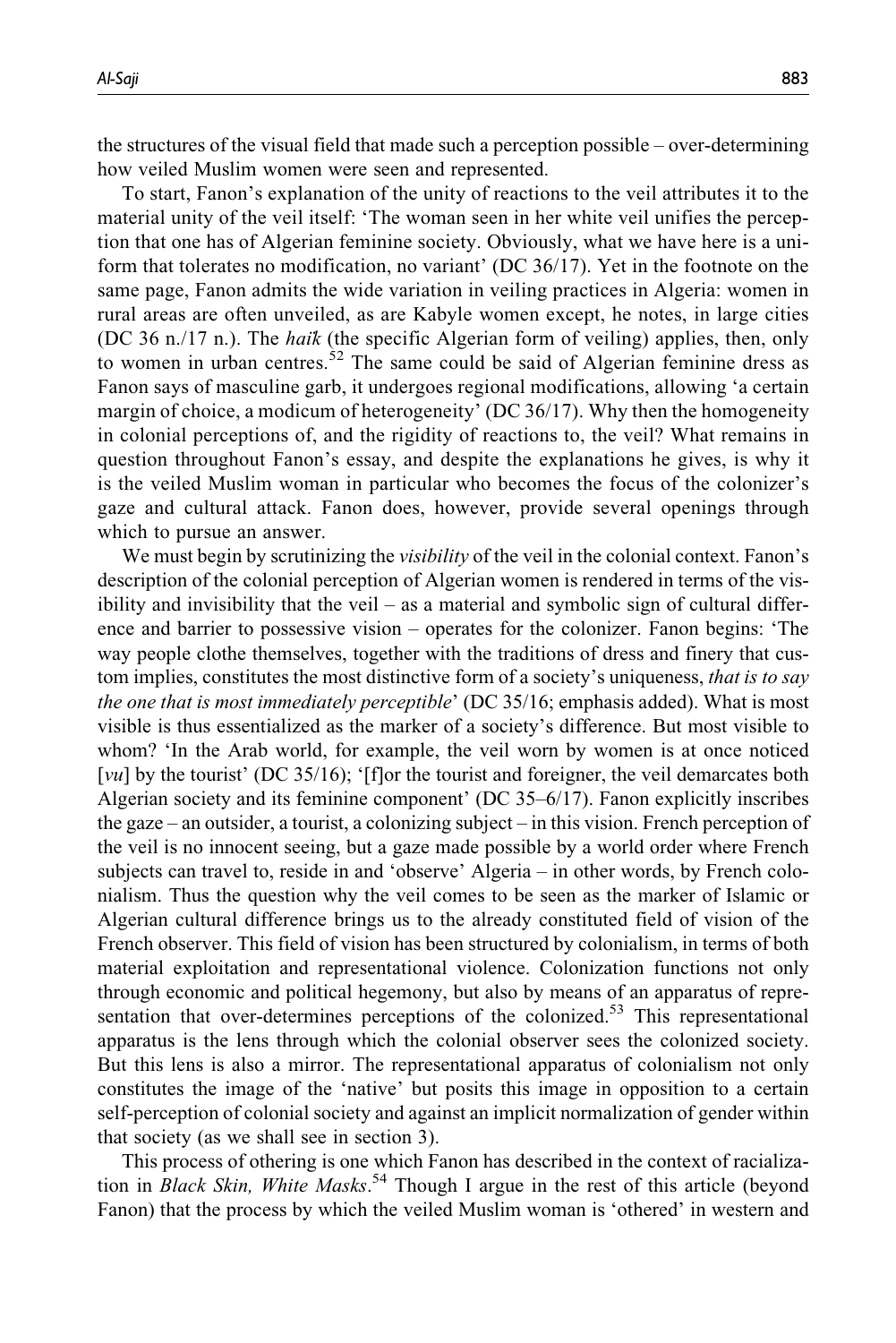the structures of the visual field that made such a perception possible – over-determining how veiled Muslim women were seen and represented.

To start, Fanon's explanation of the unity of reactions to the veil attributes it to the material unity of the veil itself: 'The woman seen in her white veil unifies the perception that one has of Algerian feminine society. Obviously, what we have here is a uniform that tolerates no modification, no variant' (DC 36/17). Yet in the footnote on the same page, Fanon admits the wide variation in veiling practices in Algeria: women in rural areas are often unveiled, as are Kabyle women except, he notes, in large cities (DC 36 n./17 n.). The *haïk* (the specific Algerian form of veiling) applies, then, only to women in urban centres.[52] The same could be said of Algerian feminine dress as Fanon says of masculine garb, it undergoes regional modifications, allowing 'a certain margin of choice, a modicum of heterogeneity' (DC 36/17). Why then the homogeneity in colonial perceptions of, and the rigidity of reactions to, the veil? What remains in question throughout Fanon's essay, and despite the explanations he gives, is why it is the veiled Muslim woman in particular who becomes the focus of the colonizer's gaze and cultural attack. Fanon does, however, provide several openings through which to pursue an answer.

We must begin by scrutinizing the *visibility* of the veil in the colonial context. Fanon's description of the colonial perception of Algerian women is rendered in terms of the visibility and invisibility that the veil – as a material and symbolic sign of cultural difference and barrier to possessive vision – operates for the colonizer. Fanon begins: 'The way people clothe themselves, together with the traditions of dress and finery that custom implies, constitutes the most distinctive form of a society's uniqueness, *that is to say the one that is most immediately perceptible*' (DC 35/16; emphasis added). What is most visible is thus essentialized as the marker of a society's difference. But most visible to whom? 'In the Arab world, for example, the veil worn by women is at once noticed [*vu*] by the tourist' (DC 35/16); '[f]or the tourist and foreigner, the veil demarcates both Algerian society and its feminine component' (DC 35–6/17). Fanon explicitly inscribes the gaze – an outsider, a tourist, a colonizing subject – in this vision. French perception of the veil is no innocent seeing, but a gaze made possible by a world order where French subjects can travel to, reside in and 'observe' Algeria – in other words, by French colonialism. Thus the question why the veil comes to be seen as the marker of Islamic or Algerian cultural difference brings us to the already constituted field of vision of the French observer. This field of vision has been structured by colonialism, in terms of both material exploitation and representational violence. Colonization functions not only through economic and political hegemony, but also by means of an apparatus of representation that over-determines perceptions of the colonized.[53] This representational apparatus is the lens through which the colonial observer sees the colonized society. But this lens is also a mirror. The representational apparatus of colonialism not only constitutes the image of the 'native' but posits this image in opposition to a certain self-perception of colonial society and against an implicit normalization of gender within that society (as we shall see in section 3).

This process of othering is one which Fanon has described in the context of racialization in *Black Skin, White Masks*.[54] Though I argue in the rest of this article (beyond Fanon) that the process by which the veiled Muslim woman is 'othered' in western and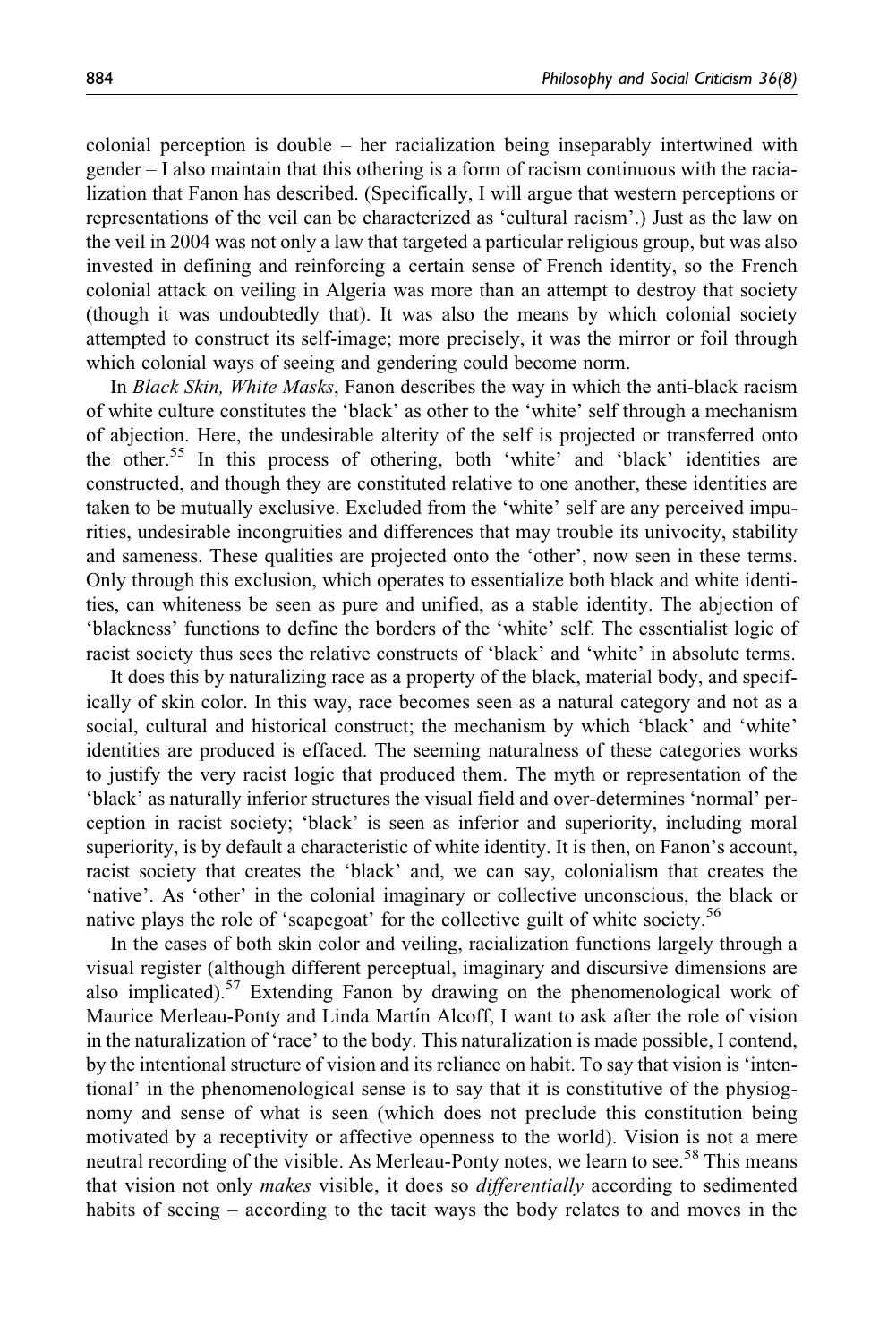colonial perception is double – her racialization being inseparably intertwined with gender – I also maintain that this othering is a form of racism continuous with the racialization that Fanon has described. (Specifically, I will argue that western perceptions or representations of the veil can be characterized as 'cultural racism'.) Just as the law on the veil in 2004 was not only a law that targeted a particular religious group, but was also invested in defining and reinforcing a certain sense of French identity, so the French colonial attack on veiling in Algeria was more than an attempt to destroy that society (though it was undoubtedly that). It was also the means by which colonial society attempted to construct its self-image; more precisely, it was the mirror or foil through which colonial ways of seeing and gendering could become norm.

In *Black Skin, White Masks*, Fanon describes the way in which the anti-black racism of white culture constitutes the 'black' as other to the 'white' self through a mechanism of abjection. Here, the undesirable alterity of the self is projected or transferred onto the other.[55] In this process of othering, both 'white' and 'black' identities are constructed, and though they are constituted relative to one another, these identities are taken to be mutually exclusive. Excluded from the 'white' self are any perceived impurities, undesirable incongruities and differences that may trouble its univocity, stability and sameness. These qualities are projected onto the 'other', now seen in these terms. Only through this exclusion, which operates to essentialize both black and white identities, can whiteness be seen as pure and unified, as a stable identity. The abjection of 'blackness' functions to define the borders of the 'white' self. The essentialist logic of racist society thus sees the relative constructs of 'black' and 'white' in absolute terms.

It does this by naturalizing race as a property of the black, material body, and specifically of skin color. In this way, race becomes seen as a natural category and not as a social, cultural and historical construct; the mechanism by which 'black' and 'white' identities are produced is effaced. The seeming naturalness of these categories works to justify the very racist logic that produced them. The myth or representation of the 'black' as naturally inferior structures the visual field and over-determines 'normal' perception in racist society; 'black' is seen as inferior and superiority, including moral superiority, is by default a characteristic of white identity. It is then, on Fanon's account, racist society that creates the 'black' and, we can say, colonialism that creates the 'native'. As 'other' in the colonial imaginary or collective unconscious, the black or native plays the role of 'scapegoat' for the collective guilt of white society.[56]

In the cases of both skin color and veiling, racialization functions largely through a visual register (although different perceptual, imaginary and discursive dimensions are also implicated).[57] Extending Fanon by drawing on the phenomenological work of Maurice Merleau-Ponty and Linda Martín Alcoff, I want to ask after the role of vision in the naturalization of 'race' to the body. This naturalization is made possible, I contend, by the intentional structure of vision and its reliance on habit. To say that vision is 'intentional' in the phenomenological sense is to say that it is constitutive of the physiognomy and sense of what is seen (which does not preclude this constitution being motivated by a receptivity or affective openness to the world). Vision is not a mere neutral recording of the visible. As Merleau-Ponty notes, we learn to see.[58] This means that vision not only *makes* visible, it does so *differentially* according to sedimented habits of seeing – according to the tacit ways the body relates to and moves in the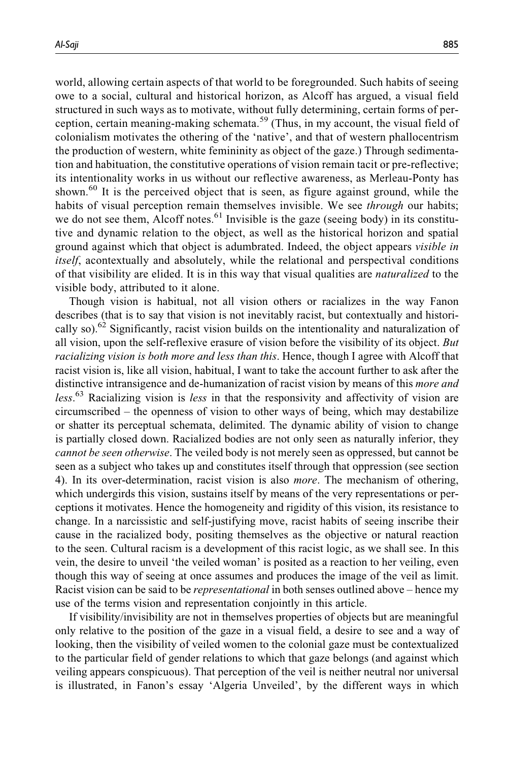world, allowing certain aspects of that world to be foregrounded. Such habits of seeing owe to a social, cultural and historical horizon, as Alcoff has argued, a visual field structured in such ways as to motivate, without fully determining, certain forms of perception, certain meaning-making schemata.[59] (Thus, in my account, the visual field of colonialism motivates the othering of the 'native', and that of western phallocentrism the production of western, white femininity as object of the gaze.) Through sedimentation and habituation, the constitutive operations of vision remain tacit or pre-reflective; its intentionality works in us without our reflective awareness, as Merleau-Ponty has shown.[60] It is the perceived object that is seen, as figure against ground, while the habits of visual perception remain themselves invisible. We see *through* our habits; we do not see them, Alcoff notes.[61] Invisible is the gaze (seeing body) in its constitutive and dynamic relation to the object, as well as the historical horizon and spatial ground against which that object is adumbrated. Indeed, the object appears *visible in itself*, acontextually and absolutely, while the relational and perspectival conditions of that visibility are elided. It is in this way that visual qualities are *naturalized* to the visible body, attributed to it alone.

Though vision is habitual, not all vision others or racializes in the way Fanon describes (that is to say that vision is not inevitably racist, but contextually and historically so).[62] Significantly, racist vision builds on the intentionality and naturalization of all vision, upon the self-reflexive erasure of vision before the visibility of its object. *But racializing vision is both more and less than this*. Hence, though I agree with Alcoff that racist vision is, like all vision, habitual, I want to take the account further to ask after the distinctive intransigence and de-humanization of racist vision by means of this *more and less*.[63] Racializing vision is *less* in that the responsivity and affectivity of vision are circumscribed – the openness of vision to other ways of being, which may destabilize or shatter its perceptual schemata, delimited. The dynamic ability of vision to change is partially closed down. Racialized bodies are not only seen as naturally inferior, they *cannot be seen otherwise*. The veiled body is not merely seen as oppressed, but cannot be seen as a subject who takes up and constitutes itself through that oppression (see section 4). In its over-determination, racist vision is also *more*. The mechanism of othering, which undergirds this vision, sustains itself by means of the very representations or perceptions it motivates. Hence the homogeneity and rigidity of this vision, its resistance to change. In a narcissistic and self-justifying move, racist habits of seeing inscribe their cause in the racialized body, positing themselves as the objective or natural reaction to the seen. Cultural racism is a development of this racist logic, as we shall see. In this vein, the desire to unveil 'the veiled woman' is posited as a reaction to her veiling, even though this way of seeing at once assumes and produces the image of the veil as limit. Racist vision can be said to be *representational* in both senses outlined above – hence my use of the terms vision and representation conjointly in this article.

If visibility/invisibility are not in themselves properties of objects but are meaningful only relative to the position of the gaze in a visual field, a desire to see and a way of looking, then the visibility of veiled women to the colonial gaze must be contextualized to the particular field of gender relations to which that gaze belongs (and against which veiling appears conspicuous). That perception of the veil is neither neutral nor universal is illustrated, in Fanon's essay 'Algeria Unveiled', by the different ways in which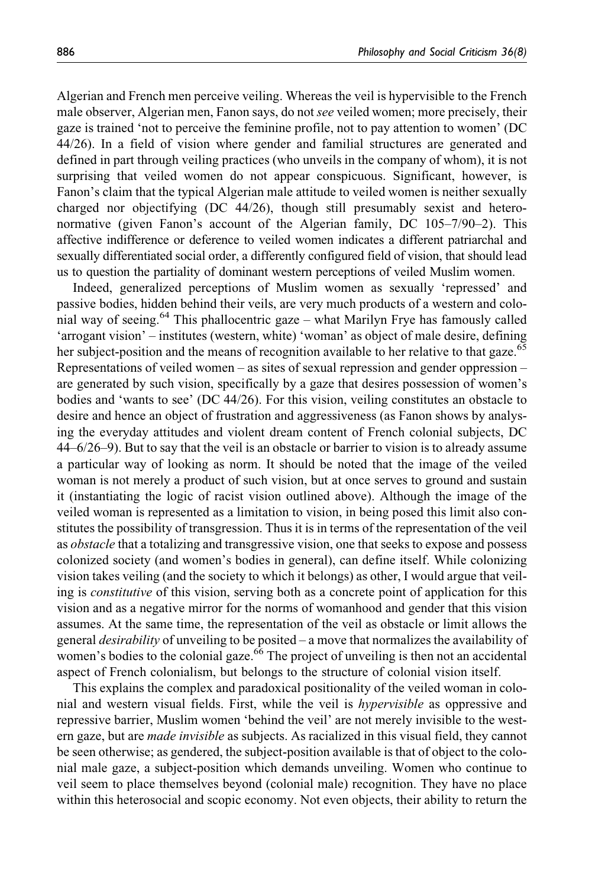Algerian and French men perceive veiling. Whereas the veil is hypervisible to the French male observer, Algerian men, Fanon says, do not *see* veiled women; more precisely, their gaze is trained 'not to perceive the feminine profile, not to pay attention to women' (DC 44/26). In a field of vision where gender and familial structures are generated and defined in part through veiling practices (who unveils in the company of whom), it is not surprising that veiled women do not appear conspicuous. Significant, however, is Fanon's claim that the typical Algerian male attitude to veiled women is neither sexually charged nor objectifying (DC 44/26), though still presumably sexist and heteronormative (given Fanon's account of the Algerian family, DC 105–7/90–2). This affective indifference or deference to veiled women indicates a different patriarchal and sexually differentiated social order, a differently configured field of vision, that should lead us to question the partiality of dominant western perceptions of veiled Muslim women.

Indeed, generalized perceptions of Muslim women as sexually 'repressed' and passive bodies, hidden behind their veils, are very much products of a western and colonial way of seeing.[64] This phallocentric gaze – what Marilyn Frye has famously called 'arrogant vision' – institutes (western, white) 'woman' as object of male desire, defining her subject-position and the means of recognition available to her relative to that gaze.[65] Representations of veiled women – as sites of sexual repression and gender oppression – are generated by such vision, specifically by a gaze that desires possession of women's bodies and 'wants to see' (DC 44/26). For this vision, veiling constitutes an obstacle to desire and hence an object of frustration and aggressiveness (as Fanon shows by analysing the everyday attitudes and violent dream content of French colonial subjects, DC 44–6/26–9). But to say that the veil is an obstacle or barrier to vision is to already assume a particular way of looking as norm. It should be noted that the image of the veiled woman is not merely a product of such vision, but at once serves to ground and sustain it (instantiating the logic of racist vision outlined above). Although the image of the veiled woman is represented as a limitation to vision, in being posed this limit also constitutes the possibility of transgression. Thus it is in terms of the representation of the veil as *obstacle* that a totalizing and transgressive vision, one that seeks to expose and possess colonized society (and women's bodies in general), can define itself. While colonizing vision takes veiling (and the society to which it belongs) as other, I would argue that veiling is *constitutive* of this vision, serving both as a concrete point of application for this vision and as a negative mirror for the norms of womanhood and gender that this vision assumes. At the same time, the representation of the veil as obstacle or limit allows the general *desirability* of unveiling to be posited – a move that normalizes the availability of women's bodies to the colonial gaze.[66] The project of unveiling is then not an accidental aspect of French colonialism, but belongs to the structure of colonial vision itself.

This explains the complex and paradoxical positionality of the veiled woman in colonial and western visual fields. First, while the veil is *hypervisible* as oppressive and repressive barrier, Muslim women 'behind the veil' are not merely invisible to the western gaze, but are *made invisible* as subjects. As racialized in this visual field, they cannot be seen otherwise; as gendered, the subject-position available is that of object to the colonial male gaze, a subject-position which demands unveiling. Women who continue to veil seem to place themselves beyond (colonial male) recognition. They have no place within this heterosocial and scopic economy. Not even objects, their ability to return the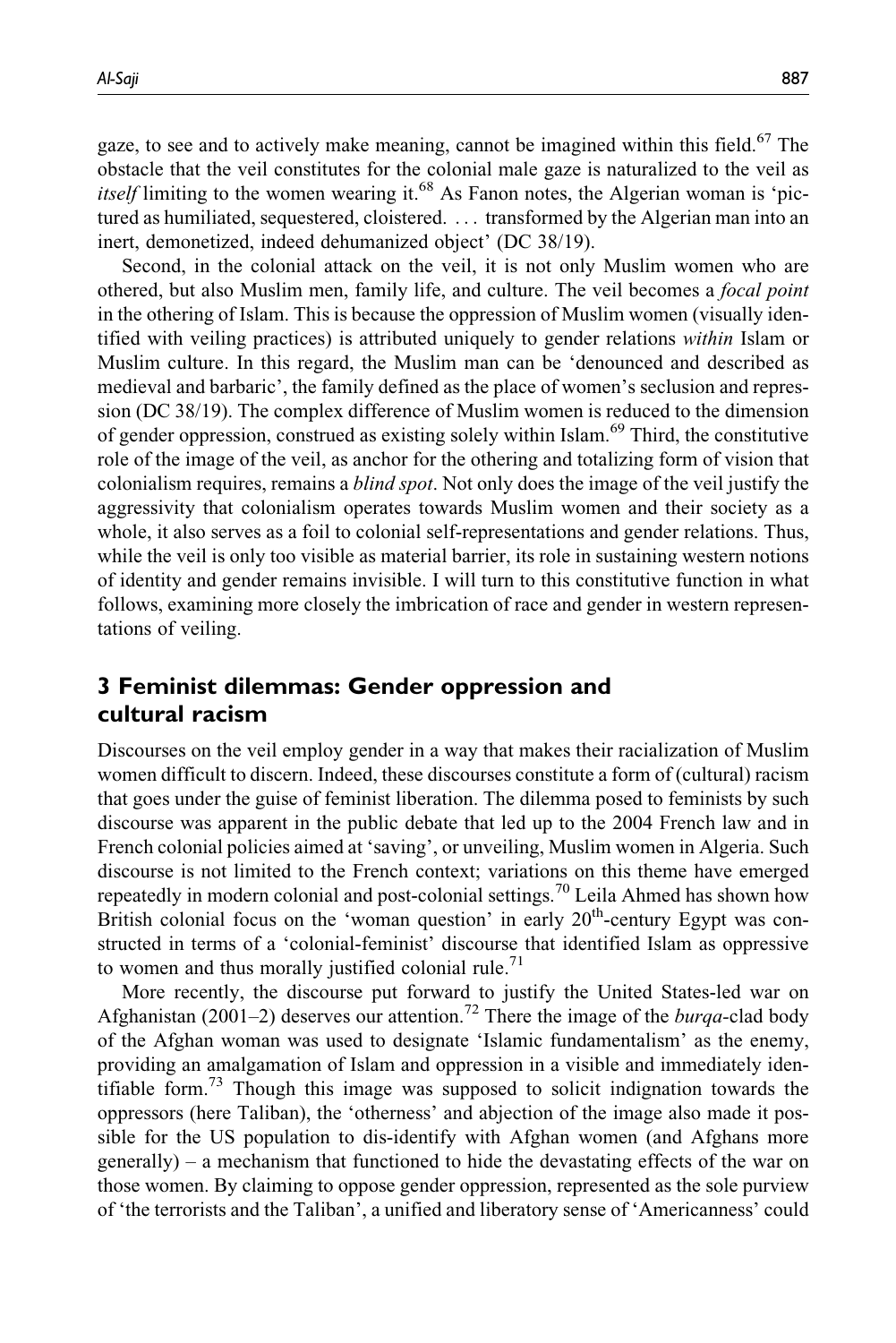gaze, to see and to actively make meaning, cannot be imagined within this field.[67] The obstacle that the veil constitutes for the colonial male gaze is naturalized to the veil as *itself* limiting to the women wearing it.[68] As Fanon notes, the Algerian woman is 'pictured as humiliated, sequestered, cloistered. . . . transformed by the Algerian man into an inert, demonetized, indeed dehumanized object' (DC 38/19).

Second, in the colonial attack on the veil, it is not only Muslim women who are othered, but also Muslim men, family life, and culture. The veil becomes a *focal point* in the othering of Islam. This is because the oppression of Muslim women (visually identified with veiling practices) is attributed uniquely to gender relations *within* Islam or Muslim culture. In this regard, the Muslim man can be 'denounced and described as medieval and barbaric', the family defined as the place of women's seclusion and repression (DC 38/19). The complex difference of Muslim women is reduced to the dimension of gender oppression, construed as existing solely within Islam.[69] Third, the constitutive role of the image of the veil, as anchor for the othering and totalizing form of vision that colonialism requires, remains a *blind spot*. Not only does the image of the veil justify the aggressivity that colonialism operates towards Muslim women and their society as a whole, it also serves as a foil to colonial self-representations and gender relations. Thus, while the veil is only too visible as material barrier, its role in sustaining western notions of identity and gender remains invisible. I will turn to this constitutive function in what follows, examining more closely the imbrication of race and gender in western representations of veiling.

## 3 Feminist dilemmas: Gender oppression and cultural racism

Discourses on the veil employ gender in a way that makes their racialization of Muslim women difficult to discern. Indeed, these discourses constitute a form of (cultural) racism that goes under the guise of feminist liberation. The dilemma posed to feminists by such discourse was apparent in the public debate that led up to the 2004 French law and in French colonial policies aimed at 'saving', or unveiling, Muslim women in Algeria. Such discourse is not limited to the French context; variations on this theme have emerged repeatedly in modern colonial and post-colonial settings.[70] Leila Ahmed has shown how British colonial focus on the 'woman question' in early 20th-century Egypt was constructed in terms of a 'colonial-feminist' discourse that identified Islam as oppressive to women and thus morally justified colonial rule.[71]

More recently, the discourse put forward to justify the United States-led war on Afghanistan (2001–2) deserves our attention.[72] There the image of the *burqa*-clad body of the Afghan woman was used to designate 'Islamic fundamentalism' as the enemy, providing an amalgamation of Islam and oppression in a visible and immediately identifiable form.[73] Though this image was supposed to solicit indignation towards the oppressors (here Taliban), the 'otherness' and abjection of the image also made it possible for the US population to dis-identify with Afghan women (and Afghans more generally) – a mechanism that functioned to hide the devastating effects of the war on those women. By claiming to oppose gender oppression, represented as the sole purview of 'the terrorists and the Taliban', a unified and liberatory sense of 'Americanness' could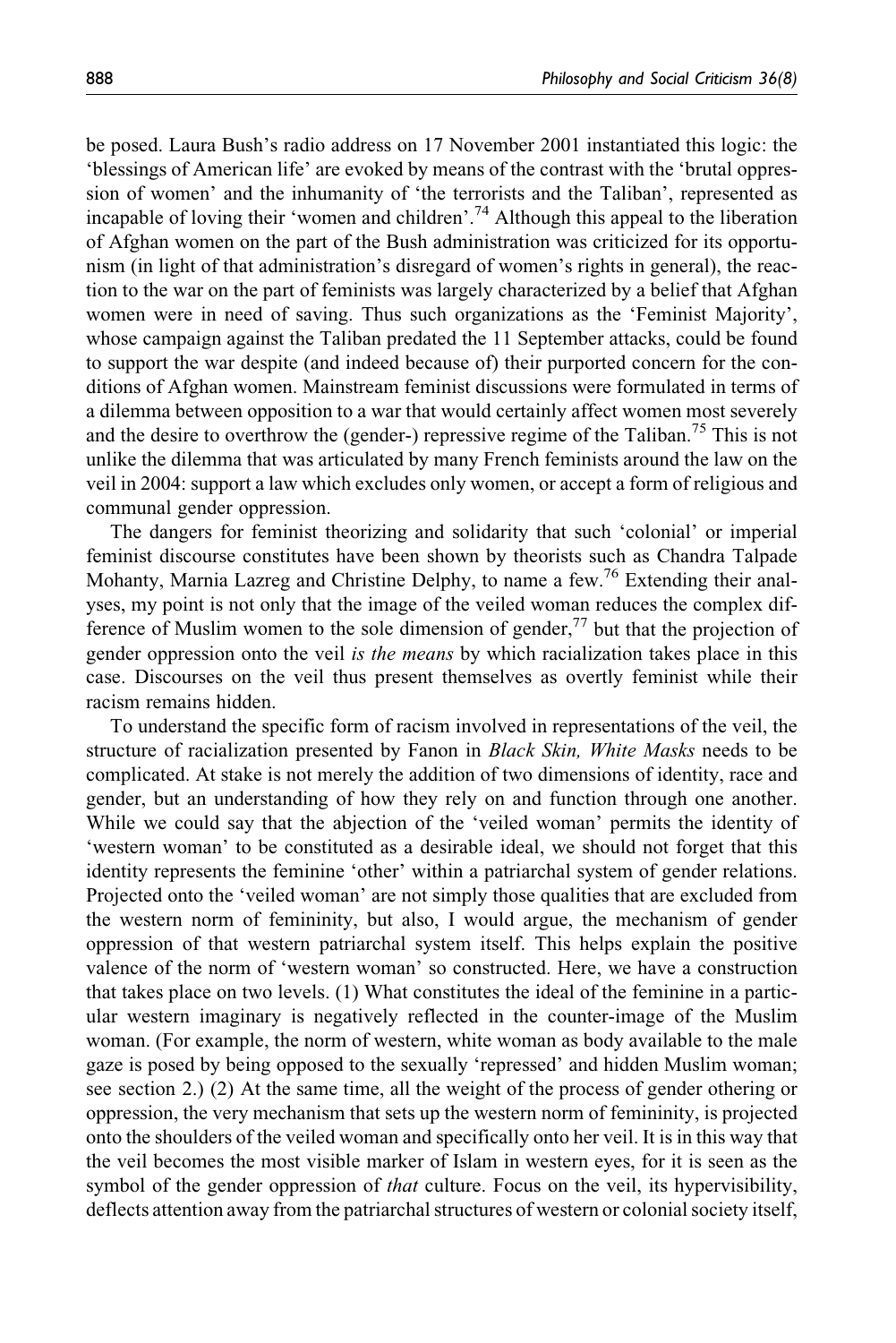be posed. Laura Bush's radio address on 17 November 2001 instantiated this logic: the 'blessings of American life' are evoked by means of the contrast with the 'brutal oppression of women' and the inhumanity of 'the terrorists and the Taliban', represented as incapable of loving their 'women and children'.[74] Although this appeal to the liberation of Afghan women on the part of the Bush administration was criticized for its opportunism (in light of that administration's disregard of women's rights in general), the reaction to the war on the part of feminists was largely characterized by a belief that Afghan women were in need of saving. Thus such organizations as the 'Feminist Majority', whose campaign against the Taliban predated the 11 September attacks, could be found to support the war despite (and indeed because of) their purported concern for the conditions of Afghan women. Mainstream feminist discussions were formulated in terms of a dilemma between opposition to a war that would certainly affect women most severely and the desire to overthrow the (gender-) repressive regime of the Taliban.[75] This is not unlike the dilemma that was articulated by many French feminists around the law on the veil in 2004: support a law which excludes only women, or accept a form of religious and communal gender oppression.

The dangers for feminist theorizing and solidarity that such 'colonial' or imperial feminist discourse constitutes have been shown by theorists such as Chandra Talpade Mohanty, Marnia Lazreg and Christine Delphy, to name a few.[76] Extending their analyses, my point is not only that the image of the veiled woman reduces the complex difference of Muslim women to the sole dimension of gender,[77] but that the projection of gender oppression onto the veil *is the means* by which racialization takes place in this case. Discourses on the veil thus present themselves as overtly feminist while their racism remains hidden.

To understand the specific form of racism involved in representations of the veil, the structure of racialization presented by Fanon in *Black Skin, White Masks* needs to be complicated. At stake is not merely the addition of two dimensions of identity, race and gender, but an understanding of how they rely on and function through one another. While we could say that the abjection of the 'veiled woman' permits the identity of 'western woman' to be constituted as a desirable ideal, we should not forget that this identity represents the feminine 'other' within a patriarchal system of gender relations. Projected onto the 'veiled woman' are not simply those qualities that are excluded from the western norm of femininity, but also, I would argue, the mechanism of gender oppression of that western patriarchal system itself. This helps explain the positive valence of the norm of 'western woman' so constructed. Here, we have a construction that takes place on two levels. (1) What constitutes the ideal of the feminine in a particular western imaginary is negatively reflected in the counter-image of the Muslim woman. (For example, the norm of western, white woman as body available to the male gaze is posed by being opposed to the sexually 'repressed' and hidden Muslim woman; see section 2.) (2) At the same time, all the weight of the process of gender othering or oppression, the very mechanism that sets up the western norm of femininity, is projected onto the shoulders of the veiled woman and specifically onto her veil. It is in this way that the veil becomes the most visible marker of Islam in western eyes, for it is seen as the symbol of the gender oppression of *that* culture. Focus on the veil, its hypervisibility, deflects attention away from the patriarchal structures of western or colonial society itself,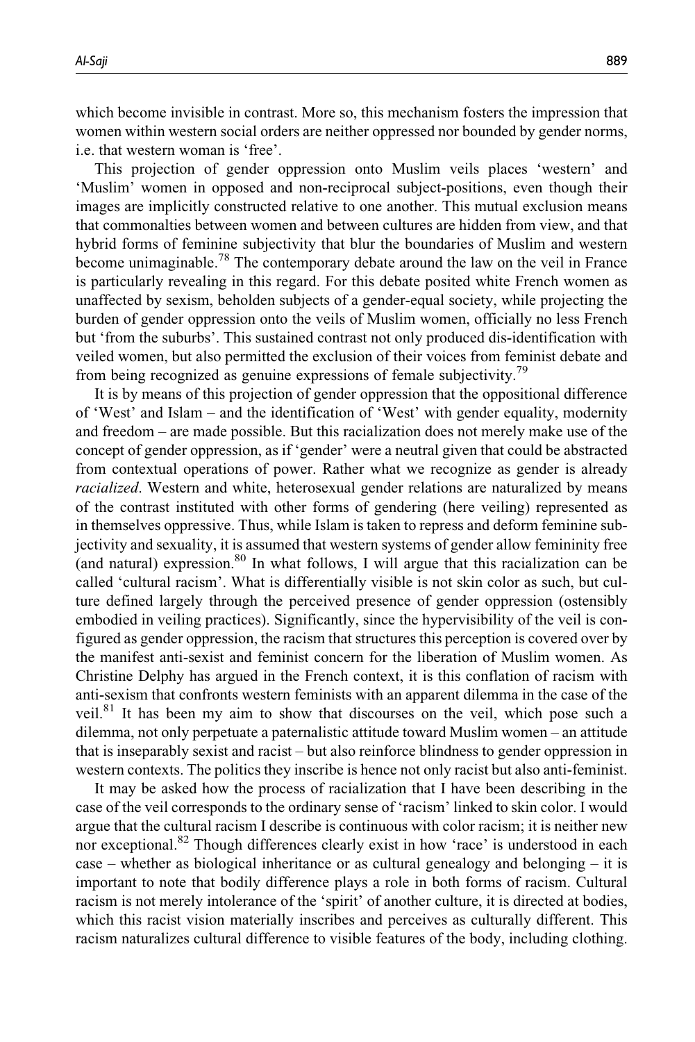which become invisible in contrast. More so, this mechanism fosters the impression that women within western social orders are neither oppressed nor bounded by gender norms, i.e. that western woman is 'free'.

This projection of gender oppression onto Muslim veils places 'western' and 'Muslim' women in opposed and non-reciprocal subject-positions, even though their images are implicitly constructed relative to one another. This mutual exclusion means that commonalties between women and between cultures are hidden from view, and that hybrid forms of feminine subjectivity that blur the boundaries of Muslim and western become unimaginable.[78] The contemporary debate around the law on the veil in France is particularly revealing in this regard. For this debate posited white French women as unaffected by sexism, beholden subjects of a gender-equal society, while projecting the burden of gender oppression onto the veils of Muslim women, officially no less French but 'from the suburbs'. This sustained contrast not only produced dis-identification with veiled women, but also permitted the exclusion of their voices from feminist debate and from being recognized as genuine expressions of female subjectivity.[79]

It is by means of this projection of gender oppression that the oppositional difference of 'West' and Islam – and the identification of 'West' with gender equality, modernity and freedom – are made possible. But this racialization does not merely make use of the concept of gender oppression, as if 'gender' were a neutral given that could be abstracted from contextual operations of power. Rather what we recognize as gender is already *racialized*. Western and white, heterosexual gender relations are naturalized by means of the contrast instituted with other forms of gendering (here veiling) represented as in themselves oppressive. Thus, while Islam is taken to repress and deform feminine subjectivity and sexuality, it is assumed that western systems of gender allow femininity free (and natural) expression.[80] In what follows, I will argue that this racialization can be called 'cultural racism'. What is differentially visible is not skin color as such, but culture defined largely through the perceived presence of gender oppression (ostensibly embodied in veiling practices). Significantly, since the hypervisibility of the veil is configured as gender oppression, the racism that structures this perception is covered over by the manifest anti-sexist and feminist concern for the liberation of Muslim women. As Christine Delphy has argued in the French context, it is this conflation of racism with anti-sexism that confronts western feminists with an apparent dilemma in the case of the veil.[81] It has been my aim to show that discourses on the veil, which pose such a dilemma, not only perpetuate a paternalistic attitude toward Muslim women – an attitude that is inseparably sexist and racist – but also reinforce blindness to gender oppression in western contexts. The politics they inscribe is hence not only racist but also anti-feminist.

It may be asked how the process of racialization that I have been describing in the case of the veil corresponds to the ordinary sense of 'racism' linked to skin color. I would argue that the cultural racism I describe is continuous with color racism; it is neither new nor exceptional.[82] Though differences clearly exist in how 'race' is understood in each case – whether as biological inheritance or as cultural genealogy and belonging – it is important to note that bodily difference plays a role in both forms of racism. Cultural racism is not merely intolerance of the 'spirit' of another culture, it is directed at bodies, which this racist vision materially inscribes and perceives as culturally different. This racism naturalizes cultural difference to visible features of the body, including clothing.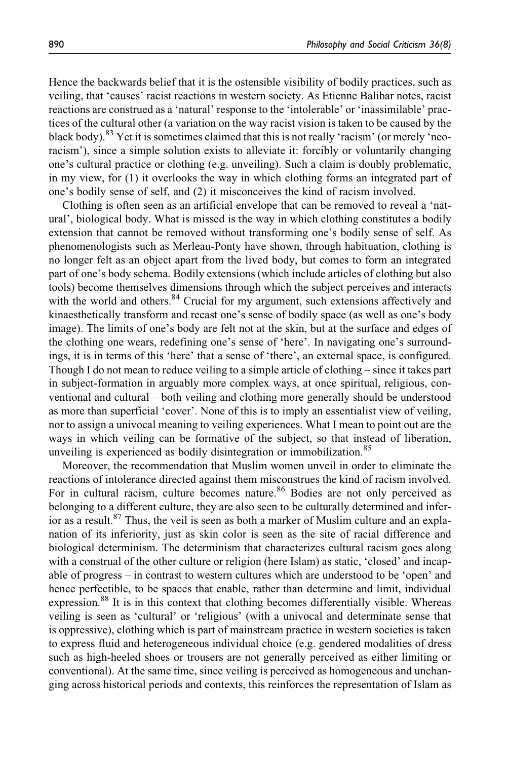Hence the backwards belief that it is the ostensible visibility of bodily practices, such as veiling, that 'causes' racist reactions in western society. As Etienne Balibar notes, racist reactions are construed as a 'natural' response to the 'intolerable' or 'inassimilable' practices of the cultural other (a variation on the way racist vision is taken to be caused by the black body).[83] Yet it is sometimes claimed that this is not really 'racism' (or merely 'neo-racism'), since a simple solution exists to alleviate it: forcibly or voluntarily changing one's cultural practice or clothing (e.g. unveiling). Such a claim is doubly problematic, in my view, for (1) it overlooks the way in which clothing forms an integrated part of one's bodily sense of self, and (2) it misconceives the kind of racism involved.

Clothing is often seen as an artificial envelope that can be removed to reveal a 'natural', biological body. What is missed is the way in which clothing constitutes a bodily extension that cannot be removed without transforming one's bodily sense of self. As phenomenologists such as Merleau-Ponty have shown, through habituation, clothing is no longer felt as an object apart from the lived body, but comes to form an integrated part of one's body schema. Bodily extensions (which include articles of clothing but also tools) become themselves dimensions through which the subject perceives and interacts with the world and others.[84] Crucial for my argument, such extensions affectively and kinaesthetically transform and recast one's sense of bodily space (as well as one's body image). The limits of one's body are felt not at the skin, but at the surface and edges of the clothing one wears, redefining one's sense of 'here'. In navigating one's surroundings, it is in terms of this 'here' that a sense of 'there', an external space, is configured. Though I do not mean to reduce veiling to a simple article of clothing – since it takes part in subject-formation in arguably more complex ways, at once spiritual, religious, conventional and cultural – both veiling and clothing more generally should be understood as more than superficial 'cover'. None of this is to imply an essentialist view of veiling, nor to assign a univocal meaning to veiling experiences. What I mean to point out are the ways in which veiling can be formative of the subject, so that instead of liberation, unveiling is experienced as bodily disintegration or immobilization.[85]

Moreover, the recommendation that Muslim women unveil in order to eliminate the reactions of intolerance directed against them misconstrues the kind of racism involved. For in cultural racism, culture becomes nature.[86] Bodies are not only perceived as belonging to a different culture, they are also seen to be culturally determined and inferior as a result.[87] Thus, the veil is seen as both a marker of Muslim culture and an explanation of its inferiority, just as skin color is seen as the site of racial difference and biological determinism. The determinism that characterizes cultural racism goes along with a construal of the other culture or religion (here Islam) as static, 'closed' and incapable of progress – in contrast to western cultures which are understood to be 'open' and hence perfectible, to be spaces that enable, rather than determine and limit, individual expression.[88] It is in this context that clothing becomes differentially visible. Whereas veiling is seen as 'cultural' or 'religious' (with a univocal and determinate sense that is oppressive), clothing which is part of mainstream practice in western societies is taken to express fluid and heterogeneous individual choice (e.g. gendered modalities of dress such as high-heeled shoes or trousers are not generally perceived as either limiting or conventional). At the same time, since veiling is perceived as homogeneous and unchanging across historical periods and contexts, this reinforces the representation of Islam as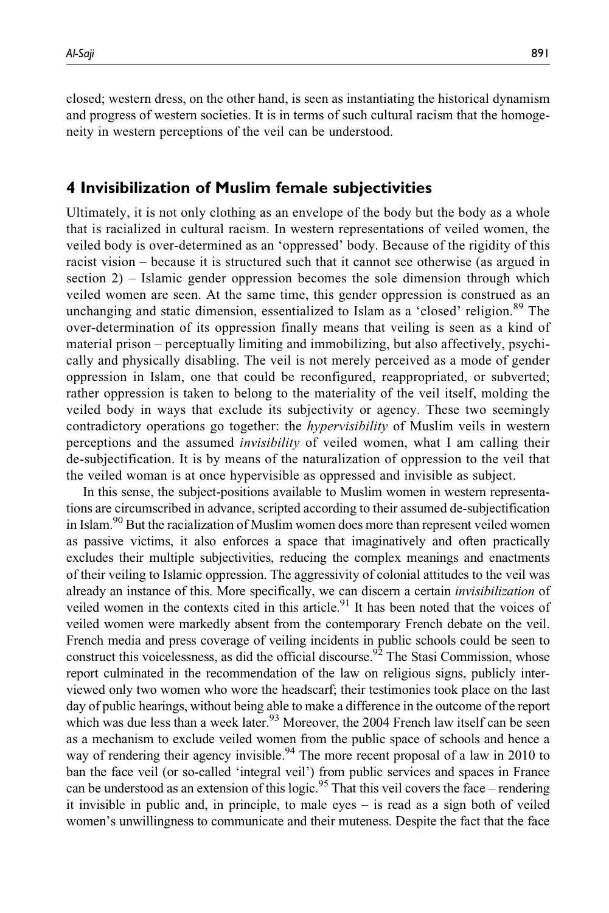closed; western dress, on the other hand, is seen as instantiating the historical dynamism and progress of western societies. It is in terms of such cultural racism that the homogeneity in western perceptions of the veil can be understood.

## 4 Invisibilization of Muslim female subjectivities

Ultimately, it is not only clothing as an envelope of the body but the body as a whole that is racialized in cultural racism. In western representations of veiled women, the veiled body is over-determined as an 'oppressed' body. Because of the rigidity of this racist vision – because it is structured such that it cannot see otherwise (as argued in section 2) – Islamic gender oppression becomes the sole dimension through which veiled women are seen. At the same time, this gender oppression is construed as an unchanging and static dimension, essentialized to Islam as a 'closed' religion.[89] The over-determination of its oppression finally means that veiling is seen as a kind of material prison – perceptually limiting and immobilizing, but also affectively, psychically and physically disabling. The veil is not merely perceived as a mode of gender oppression in Islam, one that could be reconfigured, reappropriated, or subverted; rather oppression is taken to belong to the materiality of the veil itself, molding the veiled body in ways that exclude its subjectivity or agency. These two seemingly contradictory operations go together: the *hypervisibility* of Muslim veils in western perceptions and the assumed *invisibility* of veiled women, what I am calling their de-subjectification. It is by means of the naturalization of oppression to the veil that the veiled woman is at once hypervisible as oppressed and invisible as subject.

In this sense, the subject-positions available to Muslim women in western representations are circumscribed in advance, scripted according to their assumed de-subjectification in Islam.[90] But the racialization of Muslim women does more than represent veiled women as passive victims, it also enforces a space that imaginatively and often practically excludes their multiple subjectivities, reducing the complex meanings and enactments of their veiling to Islamic oppression. The aggressivity of colonial attitudes to the veil was already an instance of this. More specifically, we can discern a certain *invisibilization* of veiled women in the contexts cited in this article.[91] It has been noted that the voices of veiled women were markedly absent from the contemporary French debate on the veil. French media and press coverage of veiling incidents in public schools could be seen to construct this voicelessness, as did the official discourse.[92] The Stasi Commission, whose report culminated in the recommendation of the law on religious signs, publicly interviewed only two women who wore the headscarf; their testimonies took place on the last day of public hearings, without being able to make a difference in the outcome of the report which was due less than a week later.[93] Moreover, the 2004 French law itself can be seen as a mechanism to exclude veiled women from the public space of schools and hence a way of rendering their agency invisible.[94] The more recent proposal of a law in 2010 to ban the face veil (or so-called 'integral veil') from public services and spaces in France can be understood as an extension of this logic.[95] That this veil covers the face – rendering it invisible in public and, in principle, to male eyes – is read as a sign both of veiled women's unwillingness to communicate and their muteness. Despite the fact that the face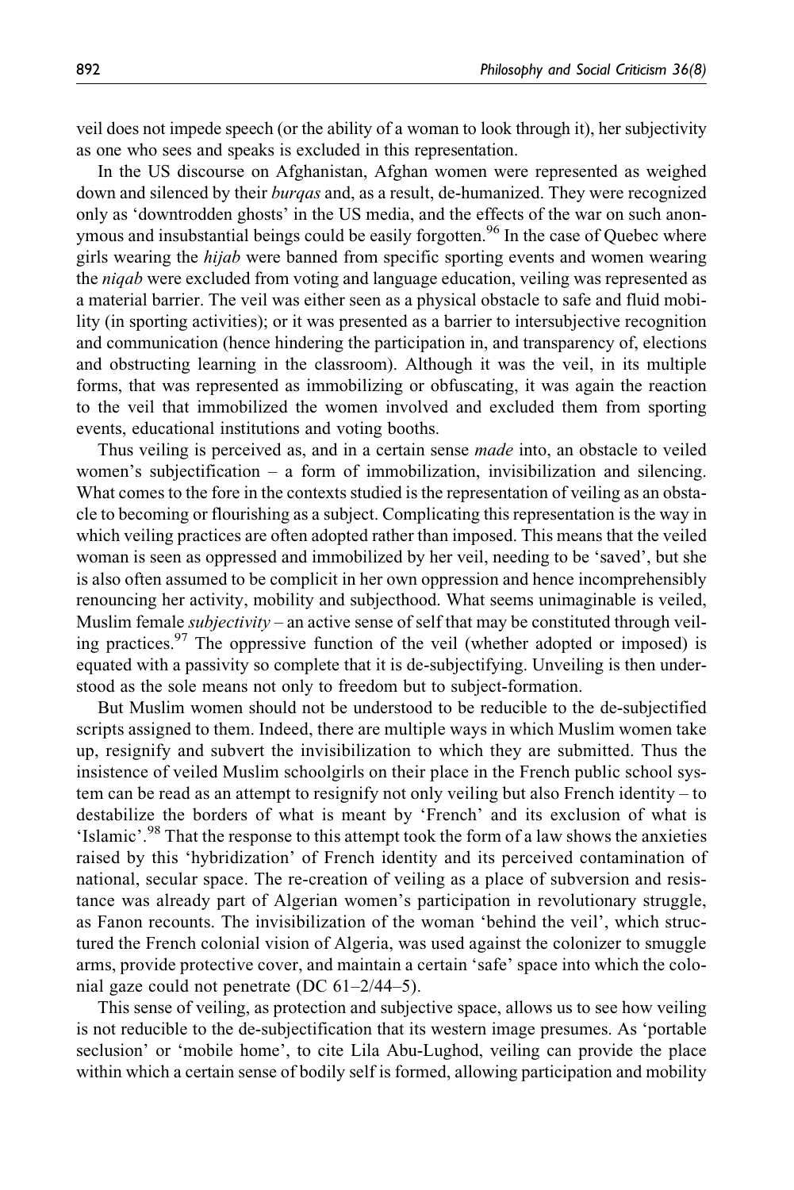veil does not impede speech (or the ability of a woman to look through it), her subjectivity as one who sees and speaks is excluded in this representation.

In the US discourse on Afghanistan, Afghan women were represented as weighed down and silenced by their *burqas* and, as a result, de-humanized. They were recognized only as 'downtrodden ghosts' in the US media, and the effects of the war on such anonymous and insubstantial beings could be easily forgotten.[96] In the case of Quebec where girls wearing the *hijab* were banned from specific sporting events and women wearing the *niqab* were excluded from voting and language education, veiling was represented as a material barrier. The veil was either seen as a physical obstacle to safe and fluid mobility (in sporting activities); or it was presented as a barrier to intersubjective recognition and communication (hence hindering the participation in, and transparency of, elections and obstructing learning in the classroom). Although it was the veil, in its multiple forms, that was represented as immobilizing or obfuscating, it was again the reaction to the veil that immobilized the women involved and excluded them from sporting events, educational institutions and voting booths.

Thus veiling is perceived as, and in a certain sense *made* into, an obstacle to veiled women's subjectification – a form of immobilization, invisibilization and silencing. What comes to the fore in the contexts studied is the representation of veiling as an obstacle to becoming or flourishing as a subject. Complicating this representation is the way in which veiling practices are often adopted rather than imposed. This means that the veiled woman is seen as oppressed and immobilized by her veil, needing to be 'saved', but she is also often assumed to be complicit in her own oppression and hence incomprehensibly renouncing her activity, mobility and subjecthood. What seems unimaginable is veiled, Muslim female *subjectivity* – an active sense of self that may be constituted through veiling practices.[97] The oppressive function of the veil (whether adopted or imposed) is equated with a passivity so complete that it is de-subjectifying. Unveiling is then understood as the sole means not only to freedom but to subject-formation.

But Muslim women should not be understood to be reducible to the de-subjectified scripts assigned to them. Indeed, there are multiple ways in which Muslim women take up, resignify and subvert the invisibilization to which they are submitted. Thus the insistence of veiled Muslim schoolgirls on their place in the French public school system can be read as an attempt to resignify not only veiling but also French identity – to destabilize the borders of what is meant by 'French' and its exclusion of what is 'Islamic'.[98] That the response to this attempt took the form of a law shows the anxieties raised by this 'hybridization' of French identity and its perceived contamination of national, secular space. The re-creation of veiling as a place of subversion and resistance was already part of Algerian women's participation in revolutionary struggle, as Fanon recounts. The invisibilization of the woman 'behind the veil', which structured the French colonial vision of Algeria, was used against the colonizer to smuggle arms, provide protective cover, and maintain a certain 'safe' space into which the colonial gaze could not penetrate (DC 61–2/44–5).

This sense of veiling, as protection and subjective space, allows us to see how veiling is not reducible to the de-subjectification that its western image presumes. As 'portable seclusion' or 'mobile home', to cite Lila Abu-Lughod, veiling can provide the place within which a certain sense of bodily self is formed, allowing participation and mobility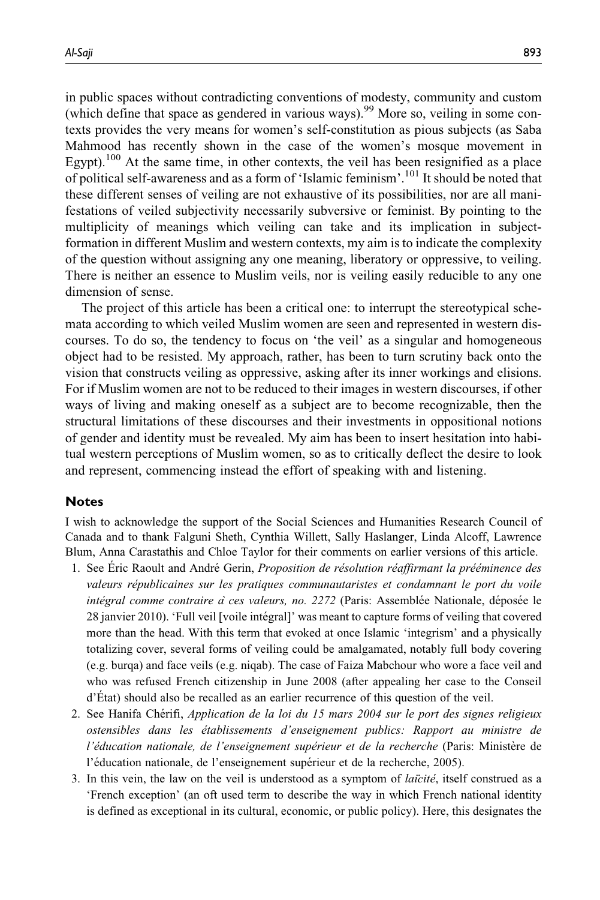in public spaces without contradicting conventions of modesty, community and custom (which define that space as gendered in various ways).[99] More so, veiling in some contexts provides the very means for women's self-constitution as pious subjects (as Saba Mahmood has recently shown in the case of the women's mosque movement in Egypt).[100] At the same time, in other contexts, the veil has been resignified as a place of political self-awareness and as a form of 'Islamic feminism'.[101] It should be noted that these different senses of veiling are not exhaustive of its possibilities, nor are all manifestations of veiled subjectivity necessarily subversive or feminist. By pointing to the multiplicity of meanings which veiling can take and its implication in subject-formation in different Muslim and western contexts, my aim is to indicate the complexity of the question without assigning any one meaning, liberatory or oppressive, to veiling. There is neither an essence to Muslim veils, nor is veiling easily reducible to any one dimension of sense.

The project of this article has been a critical one: to interrupt the stereotypical schemata according to which veiled Muslim women are seen and represented in western discourses. To do so, the tendency to focus on 'the veil' as a singular and homogeneous object had to be resisted. My approach, rather, has been to turn scrutiny back onto the vision that constructs veiling as oppressive, asking after its inner workings and elisions. For if Muslim women are not to be reduced to their images in western discourses, if other ways of living and making oneself as a subject are to become recognizable, then the structural limitations of these discourses and their investments in oppositional notions of gender and identity must be revealed. My aim has been to insert hesitation into habitual western perceptions of Muslim women, so as to critically deflect the desire to look and represent, commencing instead the effort of speaking with and listening.

## Notes

I wish to acknowledge the support of the Social Sciences and Humanities Research Council of Canada and to thank Falguni Sheth, Cynthia Willett, Sally Haslanger, Linda Alcoff, Lawrence Blum, Anna Carastathis and Chloe Taylor for their comments on earlier versions of this article.

1. See Éric Raoult and André Gerin, *Proposition de résolution réaffirmant la prééminence des valeurs républicaines sur les pratiques communautaristes et condamnant le port du voile intégral comme contraire à ces valeurs, no. 2272* (Paris: Assemblée Nationale, déposée le 28 janvier 2010). 'Full veil [voile intégral]' was meant to capture forms of veiling that covered more than the head. With this term that evoked at once Islamic 'integrism' and a physically totalizing cover, several forms of veiling could be amalgamated, notably full body covering (e.g. burqa) and face veils (e.g. niqab). The case of Faiza Mabchour who wore a face veil and who was refused French citizenship in June 2008 (after appealing her case to the Conseil d'État) should also be recalled as an earlier recurrence of this question of the veil.
2. See Hanifa Chérifi, *Application de la loi du 15 mars 2004 sur le port des signes religieux ostensibles dans les établissements d'enseignement publics: Rapport au ministre de l'éducation nationale, de l'enseignement supérieur et de la recherche* (Paris: Ministère de l'éducation nationale, de l'enseignement supérieur et de la recherche, 2005).
3. In this vein, the law on the veil is understood as a symptom of *laïcité*, itself construed as a 'French exception' (an oft used term to describe the way in which French national identity is defined as exceptional in its cultural, economic, or public policy). Here, this designates the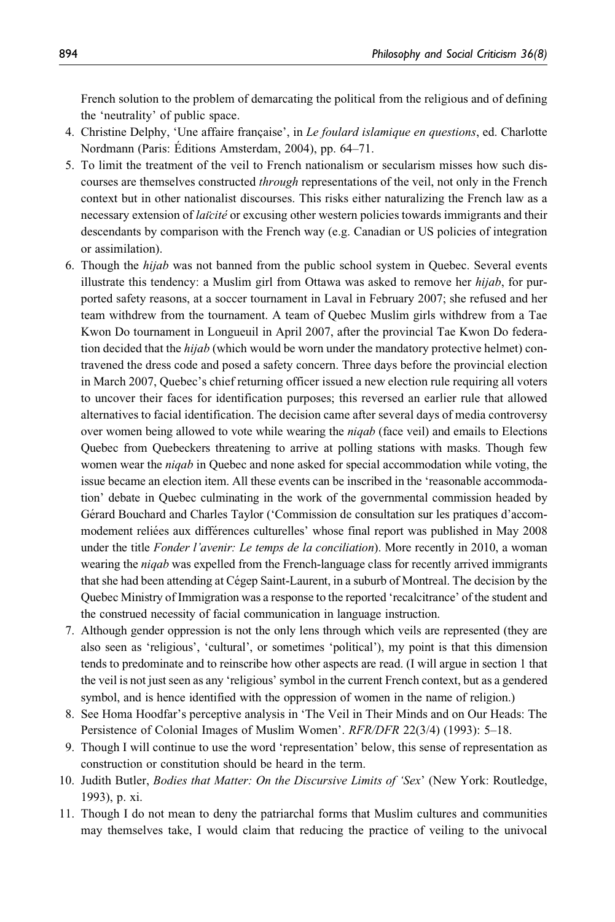French solution to the problem of demarcating the political from the religious and of defining the 'neutrality' of public space.

4. Christine Delphy, 'Une affaire française', in *Le foulard islamique en questions*, ed. Charlotte Nordmann (Paris: Éditions Amsterdam, 2004), pp. 64–71.
5. To limit the treatment of the veil to French nationalism or secularism misses how such discourses are themselves constructed *through* representations of the veil, not only in the French context but in other nationalist discourses. This risks either naturalizing the French law as a necessary extension of *laïcité* or excusing other western policies towards immigrants and their descendants by comparison with the French way (e.g. Canadian or US policies of integration or assimilation).
6. Though the *hijab* was not banned from the public school system in Quebec. Several events illustrate this tendency: a Muslim girl from Ottawa was asked to remove her *hijab*, for purported safety reasons, at a soccer tournament in Laval in February 2007; she refused and her team withdrew from the tournament. A team of Quebec Muslim girls withdrew from a Tae Kwon Do tournament in Longueuil in April 2007, after the provincial Tae Kwon Do federation decided that the *hijab* (which would be worn under the mandatory protective helmet) contravened the dress code and posed a safety concern. Three days before the provincial election in March 2007, Quebec's chief returning officer issued a new election rule requiring all voters to uncover their faces for identification purposes; this reversed an earlier rule that allowed alternatives to facial identification. The decision came after several days of media controversy over women being allowed to vote while wearing the *niqab* (face veil) and emails to Elections Quebec from Quebeckers threatening to arrive at polling stations with masks. Though few women wear the *niqab* in Quebec and none asked for special accommodation while voting, the issue became an election item. All these events can be inscribed in the 'reasonable accommodation' debate in Quebec culminating in the work of the governmental commission headed by Gérard Bouchard and Charles Taylor ('Commission de consultation sur les pratiques d'accommodement reliées aux différences culturelles' whose final report was published in May 2008 under the title *Fonder l'avenir: Le temps de la conciliation*). More recently in 2010, a woman wearing the *niqab* was expelled from the French-language class for recently arrived immigrants that she had been attending at Cégep Saint-Laurent, in a suburb of Montreal. The decision by the Quebec Ministry of Immigration was a response to the reported 'recalcitrance' of the student and the construed necessity of facial communication in language instruction.
7. Although gender oppression is not the only lens through which veils are represented (they are also seen as 'religious', 'cultural', or sometimes 'political'), my point is that this dimension tends to predominate and to reinscribe how other aspects are read. (I will argue in section 1 that the veil is not just seen as any 'religious' symbol in the current French context, but as a gendered symbol, and is hence identified with the oppression of women in the name of religion.)
8. See Homa Hoodfar's perceptive analysis in 'The Veil in Their Minds and on Our Heads: The Persistence of Colonial Images of Muslim Women'. *RFR/DFR* 22(3/4) (1993): 5–18.
9. Though I will continue to use the word 'representation' below, this sense of representation as construction or constitution should be heard in the term.
10. Judith Butler, *Bodies that Matter: On the Discursive Limits of 'Sex'* (New York: Routledge, 1993), p. xi.
11. Though I do not mean to deny the patriarchal forms that Muslim cultures and communities may themselves take, I would claim that reducing the practice of veiling to the univocal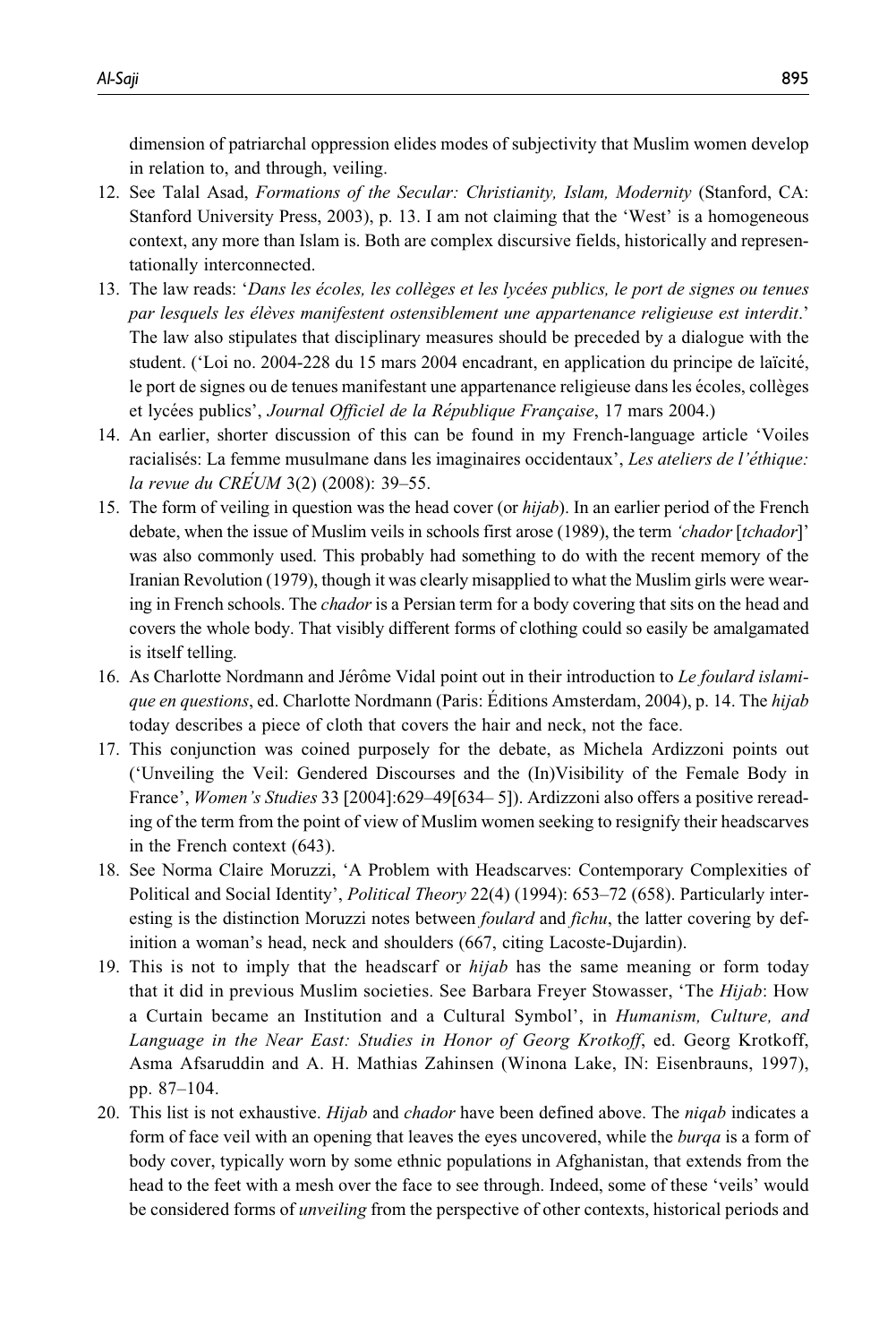dimension of patriarchal oppression elides modes of subjectivity that Muslim women develop in relation to, and through, veiling.

12. See Talal Asad, *Formations of the Secular: Christianity, Islam, Modernity* (Stanford, CA: Stanford University Press, 2003), p. 13. I am not claiming that the 'West' is a homogeneous context, any more than Islam is. Both are complex discursive fields, historically and representationally interconnected.
13. The law reads: '*Dans les écoles, les collèges et les lycées publics, le port de signes ou tenues par lesquels les élèves manifestent ostensiblement une appartenance religieuse est interdit*.' The law also stipulates that disciplinary measures should be preceded by a dialogue with the student. ('Loi no. 2004-228 du 15 mars 2004 encadrant, en application du principe de laïcité, le port de signes ou de tenues manifestant une appartenance religieuse dans les écoles, collèges et lycées publics', *Journal Officiel de la République Française*, 17 mars 2004.)
14. An earlier, shorter discussion of this can be found in my French-language article 'Voiles racialisés: La femme musulmane dans les imaginaires occidentaux', *Les ateliers de l'éthique: la revue du CRÉUM* 3(2) (2008): 39–55.
15. The form of veiling in question was the head cover (or *hijab*). In an earlier period of the French debate, when the issue of Muslim veils in schools first arose (1989), the term *'chador* [*tchador*]' was also commonly used. This probably had something to do with the recent memory of the Iranian Revolution (1979), though it was clearly misapplied to what the Muslim girls were wearing in French schools. The *chador* is a Persian term for a body covering that sits on the head and covers the whole body. That visibly different forms of clothing could so easily be amalgamated is itself telling.
16. As Charlotte Nordmann and Jérôme Vidal point out in their introduction to *Le foulard islamique en questions*, ed. Charlotte Nordmann (Paris: Éditions Amsterdam, 2004), p. 14. The *hijab* today describes a piece of cloth that covers the hair and neck, not the face.
17. This conjunction was coined purposely for the debate, as Michela Ardizzoni points out ('Unveiling the Veil: Gendered Discourses and the (In)Visibility of the Female Body in France', *Women's Studies* 33 [2004]:629–49[634– 5]). Ardizzoni also offers a positive rereading of the term from the point of view of Muslim women seeking to resignify their headscarves in the French context (643).
18. See Norma Claire Moruzzi, 'A Problem with Headscarves: Contemporary Complexities of Political and Social Identity', *Political Theory* 22(4) (1994): 653–72 (658). Particularly interesting is the distinction Moruzzi notes between *foulard* and *fichu*, the latter covering by definition a woman's head, neck and shoulders (667, citing Lacoste-Dujardin).
19. This is not to imply that the headscarf or *hijab* has the same meaning or form today that it did in previous Muslim societies. See Barbara Freyer Stowasser, 'The *Hijab*: How a Curtain became an Institution and a Cultural Symbol', in *Humanism, Culture, and Language in the Near East: Studies in Honor of Georg Krotkoff*, ed. Georg Krotkoff, Asma Afsaruddin and A. H. Mathias Zahinsen (Winona Lake, IN: Eisenbrauns, 1997), pp. 87–104.
20. This list is not exhaustive. *Hijab* and *chador* have been defined above. The *niqab* indicates a form of face veil with an opening that leaves the eyes uncovered, while the *burqa* is a form of body cover, typically worn by some ethnic populations in Afghanistan, that extends from the head to the feet with a mesh over the face to see through. Indeed, some of these 'veils' would be considered forms of *unveiling* from the perspective of other contexts, historical periods and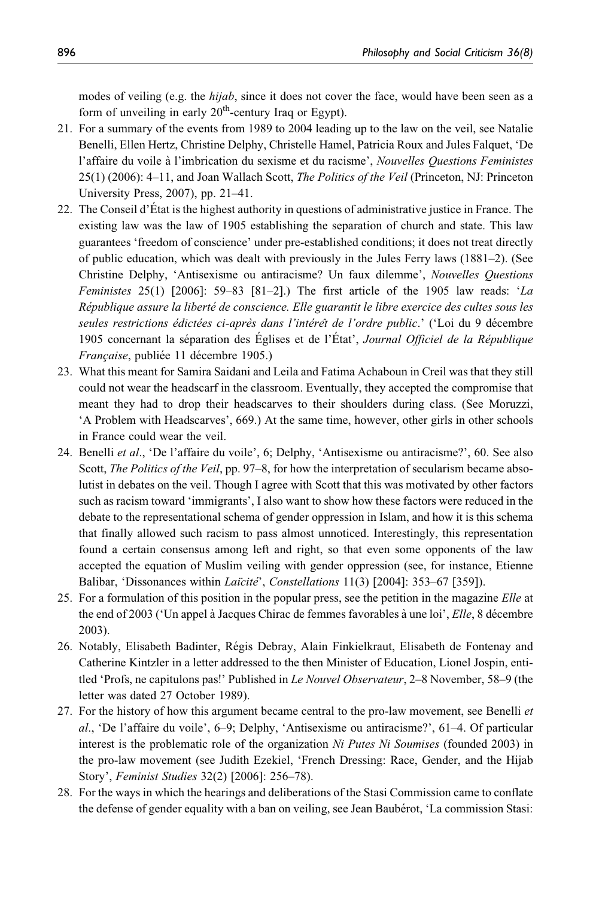modes of veiling (e.g. the *hijab*, since it does not cover the face, would have been seen as a form of unveiling in early 20th-century Iraq or Egypt).

21. For a summary of the events from 1989 to 2004 leading up to the law on the veil, see Natalie Benelli, Ellen Hertz, Christine Delphy, Christelle Hamel, Patricia Roux and Jules Falquet, 'De l'affaire du voile à l'imbrication du sexisme et du racisme', *Nouvelles Questions Feministes* 25(1) (2006): 4–11, and Joan Wallach Scott, *The Politics of the Veil* (Princeton, NJ: Princeton University Press, 2007), pp. 21–41.
22. The Conseil d'État is the highest authority in questions of administrative justice in France. The existing law was the law of 1905 establishing the separation of church and state. This law guarantees 'freedom of conscience' under pre-established conditions; it does not treat directly of public education, which was dealt with previously in the Jules Ferry laws (1881–2). (See Christine Delphy, 'Antisexisme ou antiracisme? Un faux dilemme', *Nouvelles Questions Feministes* 25(1) [2006]: 59–83 [81–2].) The first article of the 1905 law reads: '*La République assure la liberté de conscience. Elle guarantit le libre exercice des cultes sous les seules restrictions édictées ci-après dans l'intérêt de l'ordre public*.' ('Loi du 9 décembre 1905 concernant la séparation des Églises et de l'État', *Journal Officiel de la République Française*, publiée 11 décembre 1905.)
23. What this meant for Samira Saidani and Leila and Fatima Achaboun in Creil was that they still could not wear the headscarf in the classroom. Eventually, they accepted the compromise that meant they had to drop their headscarves to their shoulders during class. (See Moruzzi, 'A Problem with Headscarves', 669.) At the same time, however, other girls in other schools in France could wear the veil.
24. Benelli *et al*., 'De l'affaire du voile', 6; Delphy, 'Antisexisme ou antiracisme?', 60. See also Scott, *The Politics of the Veil*, pp. 97–8, for how the interpretation of secularism became absolutist in debates on the veil. Though I agree with Scott that this was motivated by other factors such as racism toward 'immigrants', I also want to show how these factors were reduced in the debate to the representational schema of gender oppression in Islam, and how it is this schema that finally allowed such racism to pass almost unnoticed. Interestingly, this representation found a certain consensus among left and right, so that even some opponents of the law accepted the equation of Muslim veiling with gender oppression (see, for instance, Etienne Balibar, 'Dissonances within *Laïcité*', *Constellations* 11(3) [2004]: 353–67 [359]).
25. For a formulation of this position in the popular press, see the petition in the magazine *Elle* at the end of 2003 ('Un appel à Jacques Chirac de femmes favorables à une loi', *Elle*, 8 décembre 2003).
26. Notably, Elisabeth Badinter, Régis Debray, Alain Finkielkraut, Elisabeth de Fontenay and Catherine Kintzler in a letter addressed to the then Minister of Education, Lionel Jospin, entitled 'Profs, ne capitulons pas!' Published in *Le Nouvel Observateur*, 2–8 November, 58–9 (the letter was dated 27 October 1989).
27. For the history of how this argument became central to the pro-law movement, see Benelli *et al*., 'De l'affaire du voile', 6–9; Delphy, 'Antisexisme ou antiracisme?', 61–4. Of particular interest is the problematic role of the organization *Ni Putes Ni Soumises* (founded 2003) in the pro-law movement (see Judith Ezekiel, 'French Dressing: Race, Gender, and the Hijab Story', *Feminist Studies* 32(2) [2006]: 256–78).
28. For the ways in which the hearings and deliberations of the Stasi Commission came to conflate the defense of gender equality with a ban on veiling, see Jean Baubérot, 'La commission Stasi: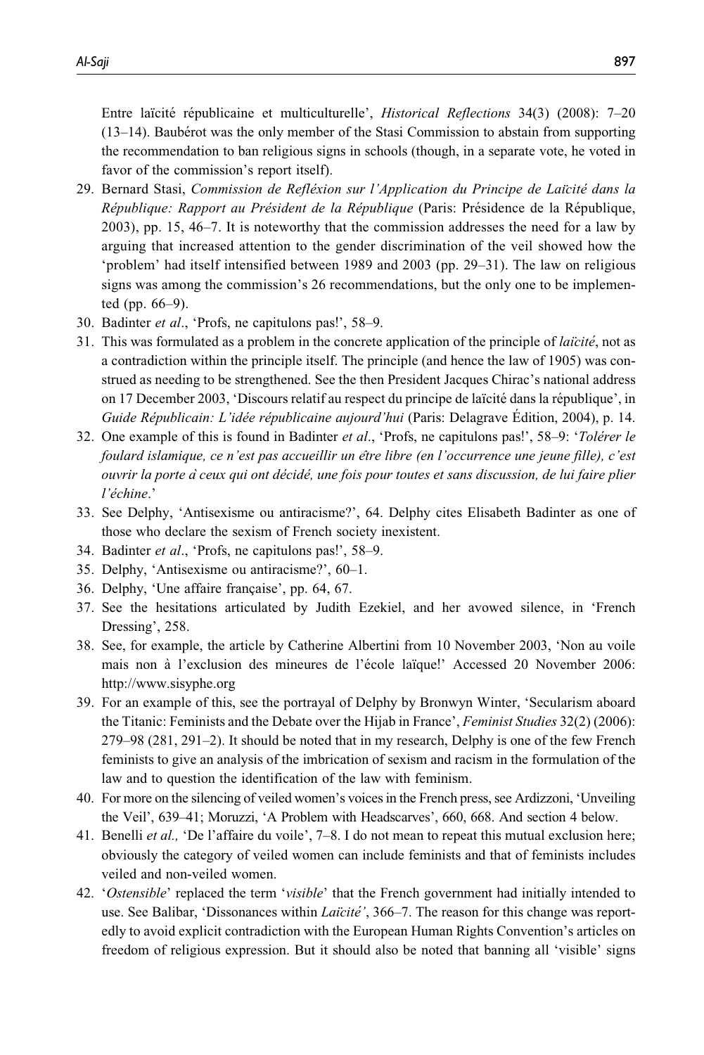Entre laïcité républicaine et multiculturelle', *Historical Reflections* 34(3) (2008): 7–20 (13–14). Baubérot was the only member of the Stasi Commission to abstain from supporting the recommendation to ban religious signs in schools (though, in a separate vote, he voted in favor of the commission's report itself).

29. Bernard Stasi, *Commission de Refléxion sur l'Application du Principe de Laïcité dans la République: Rapport au Président de la République* (Paris: Présidence de la République, 2003), pp. 15, 46–7. It is noteworthy that the commission addresses the need for a law by arguing that increased attention to the gender discrimination of the veil showed how the 'problem' had itself intensified between 1989 and 2003 (pp. 29–31). The law on religious signs was among the commission's 26 recommendations, but the only one to be implemented (pp. 66–9).
30. Badinter *et al*., 'Profs, ne capitulons pas!', 58–9.
31. This was formulated as a problem in the concrete application of the principle of *laïcité*, not as a contradiction within the principle itself. The principle (and hence the law of 1905) was construed as needing to be strengthened. See the then President Jacques Chirac's national address on 17 December 2003, 'Discours relatif au respect du principe de laïcité dans la république', in *Guide Républicain: L'idée républicaine aujourd'hui* (Paris: Delagrave Édition, 2004), p. 14.
32. One example of this is found in Badinter *et al*., 'Profs, ne capitulons pas!', 58–9: '*Tolérer le foulard islamique, ce n'est pas accueillir un être libre (en l'occurrence une jeune fille), c'est ouvrir la porte à ceux qui ont décidé, une fois pour toutes et sans discussion, de lui faire plier l'échine*.'
33. See Delphy, 'Antisexisme ou antiracisme?', 64. Delphy cites Elisabeth Badinter as one of those who declare the sexism of French society inexistent.
34. Badinter *et al*., 'Profs, ne capitulons pas!', 58–9.
35. Delphy, 'Antisexisme ou antiracisme?', 60–1.
36. Delphy, 'Une affaire française', pp. 64, 67.
37. See the hesitations articulated by Judith Ezekiel, and her avowed silence, in 'French Dressing', 258.
38. See, for example, the article by Catherine Albertini from 10 November 2003, 'Non au voile mais non à l'exclusion des mineures de l'école laïque!' Accessed 20 November 2006: http://www.sisyphe.org
39. For an example of this, see the portrayal of Delphy by Bronwyn Winter, 'Secularism aboard the Titanic: Feminists and the Debate over the Hijab in France', *Feminist Studies* 32(2) (2006): 279–98 (281, 291–2). It should be noted that in my research, Delphy is one of the few French feminists to give an analysis of the imbrication of sexism and racism in the formulation of the law and to question the identification of the law with feminism.
40. For more on the silencing of veiled women's voices in the French press, see Ardizzoni, 'Unveiling the Veil', 639–41; Moruzzi, 'A Problem with Headscarves', 660, 668. And section 4 below.
41. Benelli *et al.,* 'De l'affaire du voile', 7–8. I do not mean to repeat this mutual exclusion here; obviously the category of veiled women can include feminists and that of feminists includes veiled and non-veiled women.
42. '*Ostensible*' replaced the term '*visible*' that the French government had initially intended to use. See Balibar, 'Dissonances within *Laïcité*', 366–7. The reason for this change was reportedly to avoid explicit contradiction with the European Human Rights Convention's articles on freedom of religious expression. But it should also be noted that banning all 'visible' signs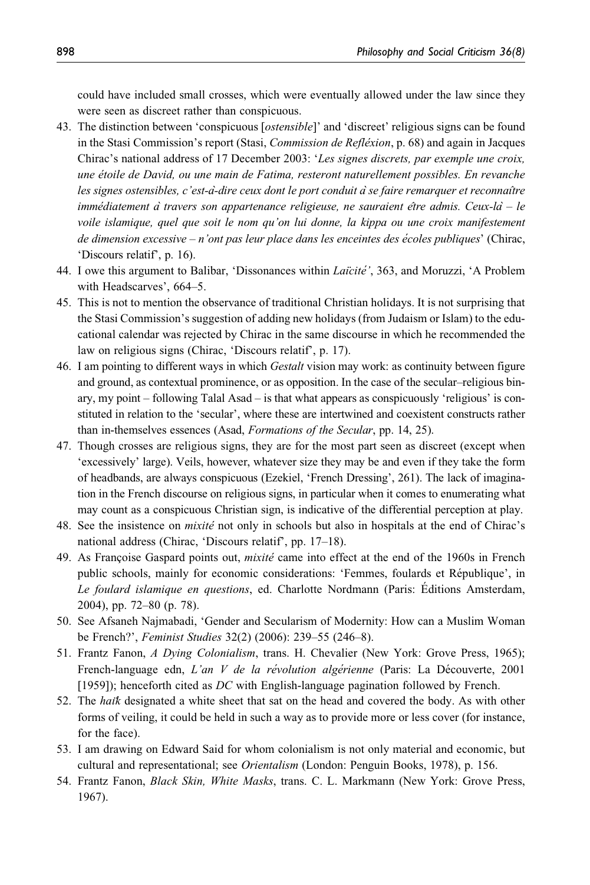could have included small crosses, which were eventually allowed under the law since they were seen as discreet rather than conspicuous.

43. The distinction between 'conspicuous [*ostensible*]' and 'discreet' religious signs can be found in the Stasi Commission's report (Stasi, *Commission de Refléxion*, p. 68) and again in Jacques Chirac's national address of 17 December 2003: '*Les signes discrets, par exemple une croix, une étoile de David, ou une main de Fatima, resteront naturellement possibles. En revanche les signes ostensibles, c'est-à-dire ceux dont le port conduit à se faire remarquer et reconnaître immédiatement à travers son appartenance religieuse, ne sauraient être admis. Ceux-là – le voile islamique, quel que soit le nom qu'on lui donne, la kippa ou une croix manifestement de dimension excessive – n'ont pas leur place dans les enceintes des écoles publiques*' (Chirac, 'Discours relatif', p. 16).
44. I owe this argument to Balibar, 'Dissonances within *Laïcité*', 363, and Moruzzi, 'A Problem with Headscarves', 664–5.
45. This is not to mention the observance of traditional Christian holidays. It is not surprising that the Stasi Commission's suggestion of adding new holidays (from Judaism or Islam) to the educational calendar was rejected by Chirac in the same discourse in which he recommended the law on religious signs (Chirac, 'Discours relatif', p. 17).
46. I am pointing to different ways in which *Gestalt* vision may work: as continuity between figure and ground, as contextual prominence, or as opposition. In the case of the secular–religious binary, my point – following Talal Asad – is that what appears as conspicuously 'religious' is constituted in relation to the 'secular', where these are intertwined and coexistent constructs rather than in-themselves essences (Asad, *Formations of the Secular*, pp. 14, 25).
47. Though crosses are religious signs, they are for the most part seen as discreet (except when 'excessively' large). Veils, however, whatever size they may be and even if they take the form of headbands, are always conspicuous (Ezekiel, 'French Dressing', 261). The lack of imagination in the French discourse on religious signs, in particular when it comes to enumerating what may count as a conspicuous Christian sign, is indicative of the differential perception at play.
48. See the insistence on *mixité* not only in schools but also in hospitals at the end of Chirac's national address (Chirac, 'Discours relatif', pp. 17–18).
49. As Françoise Gaspard points out, *mixité* came into effect at the end of the 1960s in French public schools, mainly for economic considerations: 'Femmes, foulards et République', in *Le foulard islamique en questions*, ed. Charlotte Nordmann (Paris: Éditions Amsterdam, 2004), pp. 72–80 (p. 78).
50. See Afsaneh Najmabadi, 'Gender and Secularism of Modernity: How can a Muslim Woman be French?', *Feminist Studies* 32(2) (2006): 239–55 (246–8).
51. Frantz Fanon, *A Dying Colonialism*, trans. H. Chevalier (New York: Grove Press, 1965); French-language edn, *L'an V de la révolution algérienne* (Paris: La Découverte, 2001 [1959]); henceforth cited as *DC* with English-language pagination followed by French.
52. The *haïk* designated a white sheet that sat on the head and covered the body. As with other forms of veiling, it could be held in such a way as to provide more or less cover (for instance, for the face).
53. I am drawing on Edward Said for whom colonialism is not only material and economic, but cultural and representational; see *Orientalism* (London: Penguin Books, 1978), p. 156.
54. Frantz Fanon, *Black Skin, White Masks*, trans. C. L. Markmann (New York: Grove Press, 1967).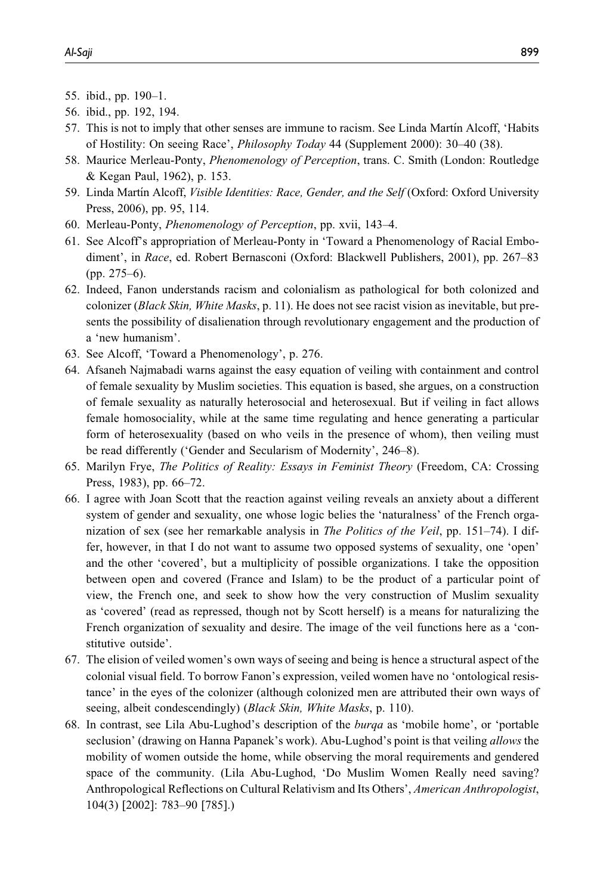55. ibid., pp. 190–1.
56. ibid., pp. 192, 194.
57. This is not to imply that other senses are immune to racism. See Linda Martín Alcoff, 'Habits of Hostility: On seeing Race', *Philosophy Today* 44 (Supplement 2000): 30–40 (38).
58. Maurice Merleau-Ponty, *Phenomenology of Perception*, trans. C. Smith (London: Routledge & Kegan Paul, 1962), p. 153.
59. Linda Martín Alcoff, *Visible Identities: Race, Gender, and the Self* (Oxford: Oxford University Press, 2006), pp. 95, 114.
60. Merleau-Ponty, *Phenomenology of Perception*, pp. xvii, 143–4.
61. See Alcoff's appropriation of Merleau-Ponty in 'Toward a Phenomenology of Racial Embodiment', in *Race*, ed. Robert Bernasconi (Oxford: Blackwell Publishers, 2001), pp. 267–83 (pp. 275–6).
62. Indeed, Fanon understands racism and colonialism as pathological for both colonized and colonizer (*Black Skin, White Masks*, p. 11). He does not see racist vision as inevitable, but presents the possibility of disalienation through revolutionary engagement and the production of a 'new humanism'.
63. See Alcoff, 'Toward a Phenomenology', p. 276.
64. Afsaneh Najmabadi warns against the easy equation of veiling with containment and control of female sexuality by Muslim societies. This equation is based, she argues, on a construction of female sexuality as naturally heterosocial and heterosexual. But if veiling in fact allows female homosociality, while at the same time regulating and hence generating a particular form of heterosexuality (based on who veils in the presence of whom), then veiling must be read differently ('Gender and Secularism of Modernity', 246–8).
65. Marilyn Frye, *The Politics of Reality: Essays in Feminist Theory* (Freedom, CA: Crossing Press, 1983), pp. 66–72.
66. I agree with Joan Scott that the reaction against veiling reveals an anxiety about a different system of gender and sexuality, one whose logic belies the 'naturalness' of the French organization of sex (see her remarkable analysis in *The Politics of the Veil*, pp. 151–74). I differ, however, in that I do not want to assume two opposed systems of sexuality, one 'open' and the other 'covered', but a multiplicity of possible organizations. I take the opposition between open and covered (France and Islam) to be the product of a particular point of view, the French one, and seek to show how the very construction of Muslim sexuality as 'covered' (read as repressed, though not by Scott herself) is a means for naturalizing the French organization of sexuality and desire. The image of the veil functions here as a 'constitutive outside'.
67. The elision of veiled women's own ways of seeing and being is hence a structural aspect of the colonial visual field. To borrow Fanon's expression, veiled women have no 'ontological resistance' in the eyes of the colonizer (although colonized men are attributed their own ways of seeing, albeit condescendingly) (*Black Skin, White Masks*, p. 110).
68. In contrast, see Lila Abu-Lughod's description of the *burqa* as 'mobile home', or 'portable seclusion' (drawing on Hanna Papanek's work). Abu-Lughod's point is that veiling *allows* the mobility of women outside the home, while observing the moral requirements and gendered space of the community. (Lila Abu-Lughod, 'Do Muslim Women Really need saving? Anthropological Reflections on Cultural Relativism and Its Others', *American Anthropologist*, 104(3) [2002]: 783–90 [785].)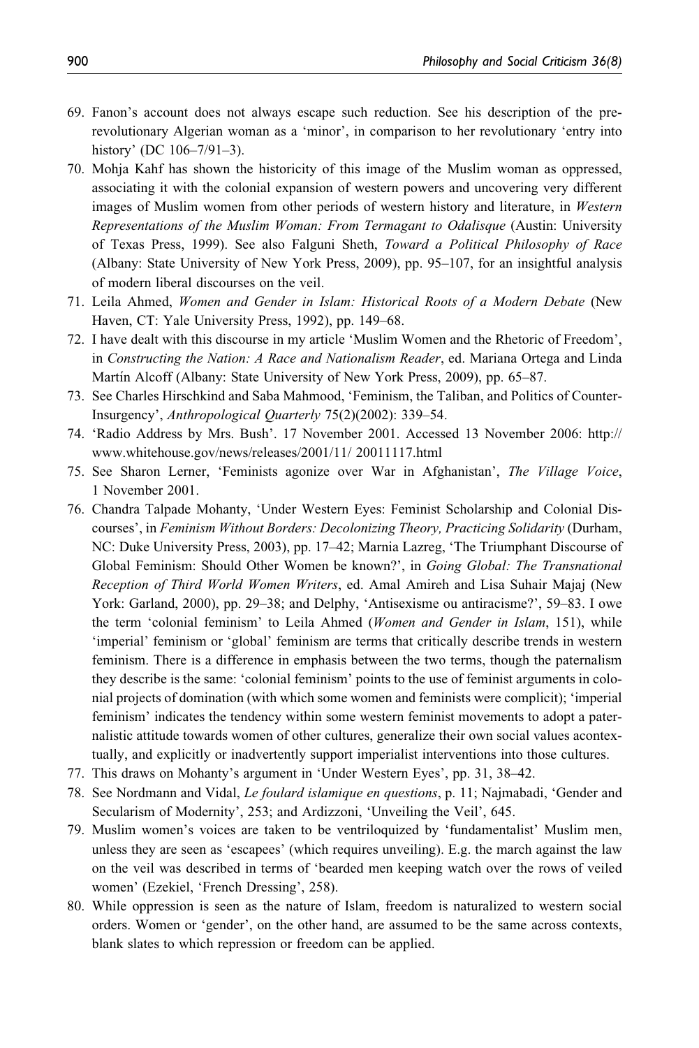69. Fanon's account does not always escape such reduction. See his description of the pre-revolutionary Algerian woman as a 'minor', in comparison to her revolutionary 'entry into history' (DC 106–7/91–3).
70. Mohja Kahf has shown the historicity of this image of the Muslim woman as oppressed, associating it with the colonial expansion of western powers and uncovering very different images of Muslim women from other periods of western history and literature, in *Western Representations of the Muslim Woman: From Termagant to Odalisque* (Austin: University of Texas Press, 1999). See also Falguni Sheth, *Toward a Political Philosophy of Race* (Albany: State University of New York Press, 2009), pp. 95–107, for an insightful analysis of modern liberal discourses on the veil.
71. Leila Ahmed, *Women and Gender in Islam: Historical Roots of a Modern Debate* (New Haven, CT: Yale University Press, 1992), pp. 149–68.
72. I have dealt with this discourse in my article 'Muslim Women and the Rhetoric of Freedom', in *Constructing the Nation: A Race and Nationalism Reader*, ed. Mariana Ortega and Linda Martín Alcoff (Albany: State University of New York Press, 2009), pp. 65–87.
73. See Charles Hirschkind and Saba Mahmood, 'Feminism, the Taliban, and Politics of Counter-Insurgency', *Anthropological Quarterly* 75(2)(2002): 339–54.
74. 'Radio Address by Mrs. Bush'. 17 November 2001. Accessed 13 November 2006: http://www.whitehouse.gov/news/releases/2001/11/ 20011117.html
75. See Sharon Lerner, 'Feminists agonize over War in Afghanistan', *The Village Voice*, 1 November 2001.
76. Chandra Talpade Mohanty, 'Under Western Eyes: Feminist Scholarship and Colonial Discourses', in *Feminism Without Borders: Decolonizing Theory, Practicing Solidarity* (Durham, NC: Duke University Press, 2003), pp. 17–42; Marnia Lazreg, 'The Triumphant Discourse of Global Feminism: Should Other Women be known?', in *Going Global: The Transnational Reception of Third World Women Writers*, ed. Amal Amireh and Lisa Suhair Majaj (New York: Garland, 2000), pp. 29–38; and Delphy, 'Antisexisme ou antiracisme?', 59–83. I owe the term 'colonial feminism' to Leila Ahmed (*Women and Gender in Islam*, 151), while 'imperial' feminism or 'global' feminism are terms that critically describe trends in western feminism. There is a difference in emphasis between the two terms, though the paternalism they describe is the same: 'colonial feminism' points to the use of feminist arguments in colonial projects of domination (with which some women and feminists were complicit); 'imperial feminism' indicates the tendency within some western feminist movements to adopt a paternalistic attitude towards women of other cultures, generalize their own social values acontextually, and explicitly or inadvertently support imperialist interventions into those cultures.
77. This draws on Mohanty's argument in 'Under Western Eyes', pp. 31, 38–42.
78. See Nordmann and Vidal, *Le foulard islamique en questions*, p. 11; Najmabadi, 'Gender and Secularism of Modernity', 253; and Ardizzoni, 'Unveiling the Veil', 645.
79. Muslim women's voices are taken to be ventriloquized by 'fundamentalist' Muslim men, unless they are seen as 'escapees' (which requires unveiling). E.g. the march against the law on the veil was described in terms of 'bearded men keeping watch over the rows of veiled women' (Ezekiel, 'French Dressing', 258).
80. While oppression is seen as the nature of Islam, freedom is naturalized to western social orders. Women or 'gender', on the other hand, are assumed to be the same across contexts, blank slates to which repression or freedom can be applied.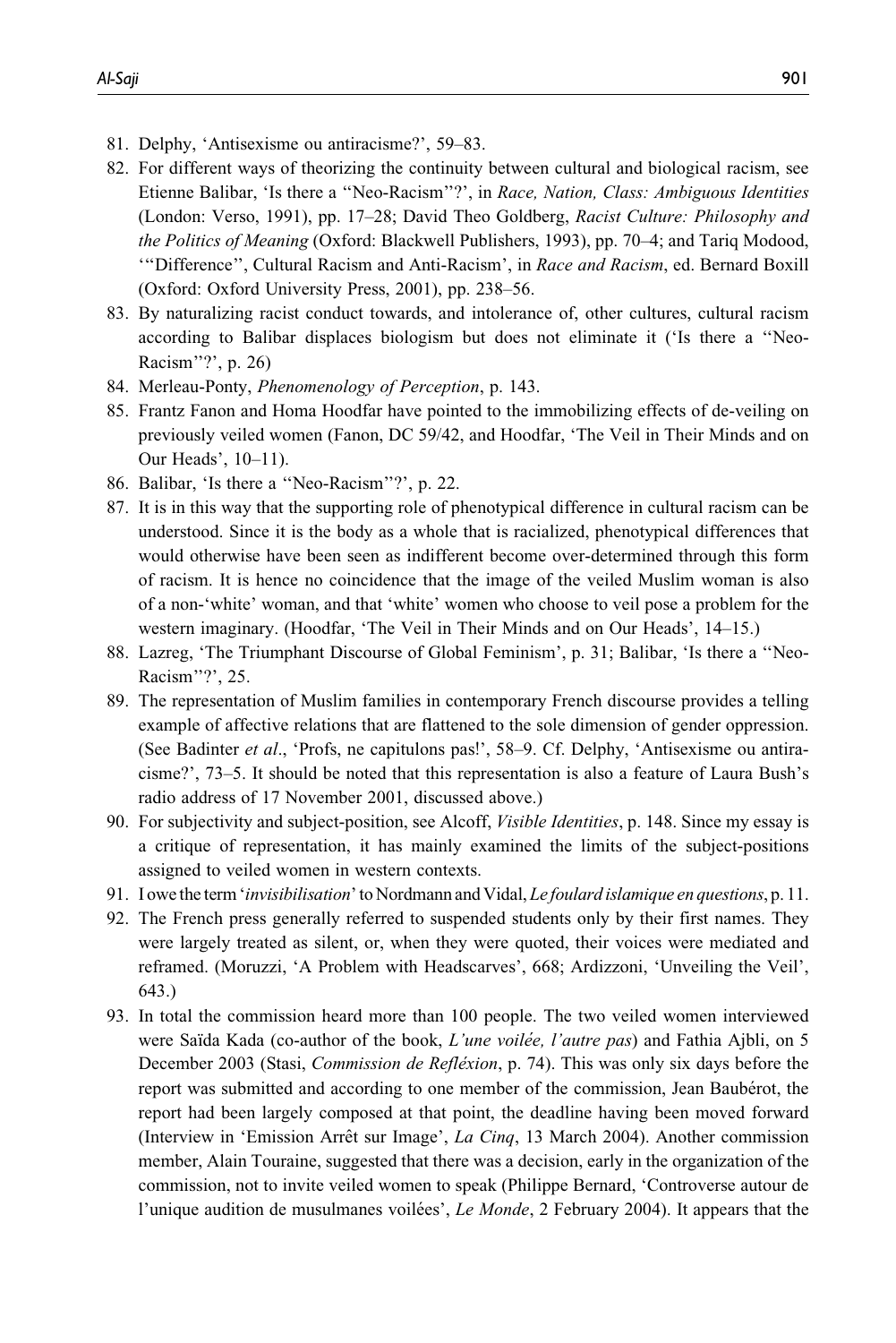81. Delphy, 'Antisexisme ou antiracisme?', 59–83.
82. For different ways of theorizing the continuity between cultural and biological racism, see Etienne Balibar, 'Is there a "Neo-Racism"?', in *Race, Nation, Class: Ambiguous Identities* (London: Verso, 1991), pp. 17–28; David Theo Goldberg, *Racist Culture: Philosophy and the Politics of Meaning* (Oxford: Blackwell Publishers, 1993), pp. 70–4; and Tariq Modood, '"Difference", Cultural Racism and Anti-Racism', in *Race and Racism*, ed. Bernard Boxill (Oxford: Oxford University Press, 2001), pp. 238–56.
83. By naturalizing racist conduct towards, and intolerance of, other cultures, cultural racism according to Balibar displaces biologism but does not eliminate it ('Is there a "Neo-Racism"?', p. 26)
84. Merleau-Ponty, *Phenomenology of Perception*, p. 143.
85. Frantz Fanon and Homa Hoodfar have pointed to the immobilizing effects of de-veiling on previously veiled women (Fanon, DC 59/42, and Hoodfar, 'The Veil in Their Minds and on Our Heads', 10–11).
86. Balibar, 'Is there a "Neo-Racism"?', p. 22.
87. It is in this way that the supporting role of phenotypical difference in cultural racism can be understood. Since it is the body as a whole that is racialized, phenotypical differences that would otherwise have been seen as indifferent become over-determined through this form of racism. It is hence no coincidence that the image of the veiled Muslim woman is also of a non-'white' woman, and that 'white' women who choose to veil pose a problem for the western imaginary. (Hoodfar, 'The Veil in Their Minds and on Our Heads', 14–15.)
88. Lazreg, 'The Triumphant Discourse of Global Feminism', p. 31; Balibar, 'Is there a "Neo-Racism"?', 25.
89. The representation of Muslim families in contemporary French discourse provides a telling example of affective relations that are flattened to the sole dimension of gender oppression. (See Badinter *et al*., 'Profs, ne capitulons pas!', 58–9. Cf. Delphy, 'Antisexisme ou antiracisme?', 73–5. It should be noted that this representation is also a feature of Laura Bush's radio address of 17 November 2001, discussed above.)
90. For subjectivity and subject-position, see Alcoff, *Visible Identities*, p. 148. Since my essay is a critique of representation, it has mainly examined the limits of the subject-positions assigned to veiled women in western contexts.
91. I owe the term '*invisibilisation*' to Nordmann and Vidal, *Le foulard islamique en questions*, p. 11.
92. The French press generally referred to suspended students only by their first names. They were largely treated as silent, or, when they were quoted, their voices were mediated and reframed. (Moruzzi, 'A Problem with Headscarves', 668; Ardizzoni, 'Unveiling the Veil', 643.)
93. In total the commission heard more than 100 people. The two veiled women interviewed were Saïda Kada (co-author of the book, *L'une voilée, l'autre pas*) and Fathia Ajbli, on 5 December 2003 (Stasi, *Commission de Refléxion*, p. 74). This was only six days before the report was submitted and according to one member of the commission, Jean Baubérot, the report had been largely composed at that point, the deadline having been moved forward (Interview in 'Emission Arrêt sur Image', *La Cinq*, 13 March 2004). Another commission member, Alain Touraine, suggested that there was a decision, early in the organization of the commission, not to invite veiled women to speak (Philippe Bernard, 'Controverse autour de l'unique audition de musulmanes voilées', *Le Monde*, 2 February 2004). It appears that the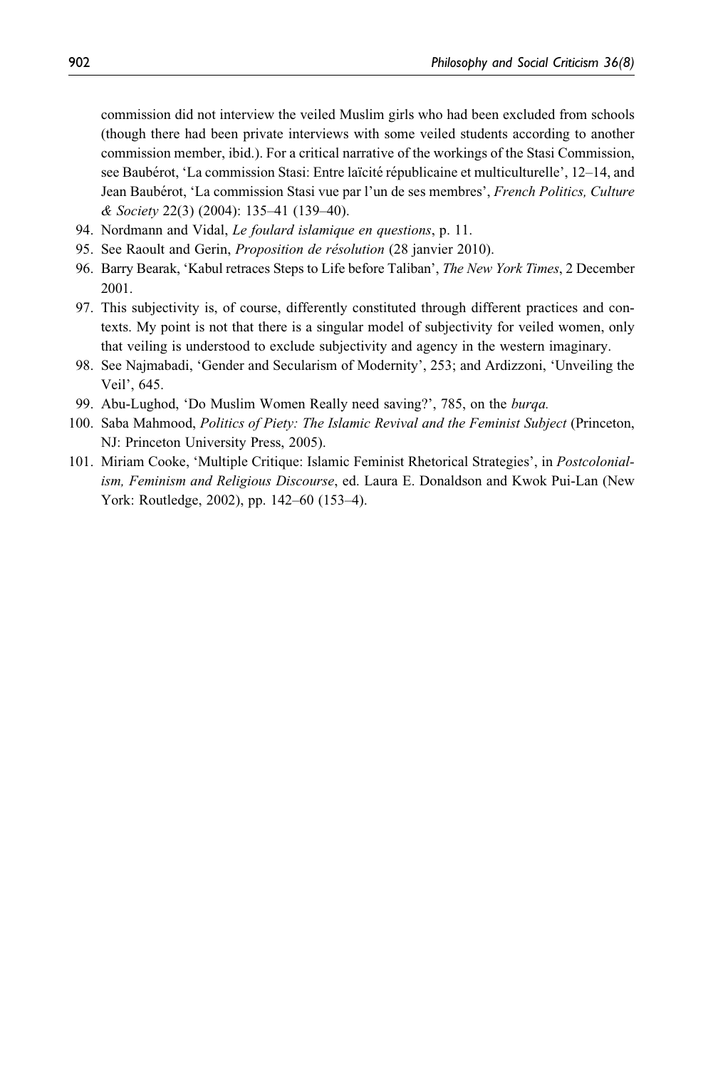commission did not interview the veiled Muslim girls who had been excluded from schools (though there had been private interviews with some veiled students according to another commission member, ibid.). For a critical narrative of the workings of the Stasi Commission, see Baubérot, 'La commission Stasi: Entre laïcité républicaine et multiculturelle', 12–14, and Jean Baubérot, 'La commission Stasi vue par l'un de ses membres', *French Politics, Culture & Society* 22(3) (2004): 135–41 (139–40).

94. Nordmann and Vidal, *Le foulard islamique en questions*, p. 11.
95. See Raoult and Gerin, *Proposition de résolution* (28 janvier 2010).
96. Barry Bearak, 'Kabul retraces Steps to Life before Taliban', *The New York Times*, 2 December 2001.
97. This subjectivity is, of course, differently constituted through different practices and contexts. My point is not that there is a singular model of subjectivity for veiled women, only that veiling is understood to exclude subjectivity and agency in the western imaginary.
98. See Najmabadi, 'Gender and Secularism of Modernity', 253; and Ardizzoni, 'Unveiling the Veil', 645.
99. Abu-Lughod, 'Do Muslim Women Really need saving?', 785, on the *burqa.*
100. Saba Mahmood, *Politics of Piety: The Islamic Revival and the Feminist Subject* (Princeton, NJ: Princeton University Press, 2005).
101. Miriam Cooke, 'Multiple Critique: Islamic Feminist Rhetorical Strategies', in *Postcolonialism, Feminism and Religious Discourse*, ed. Laura E. Donaldson and Kwok Pui-Lan (New York: Routledge, 2002), pp. 142–60 (153–4).